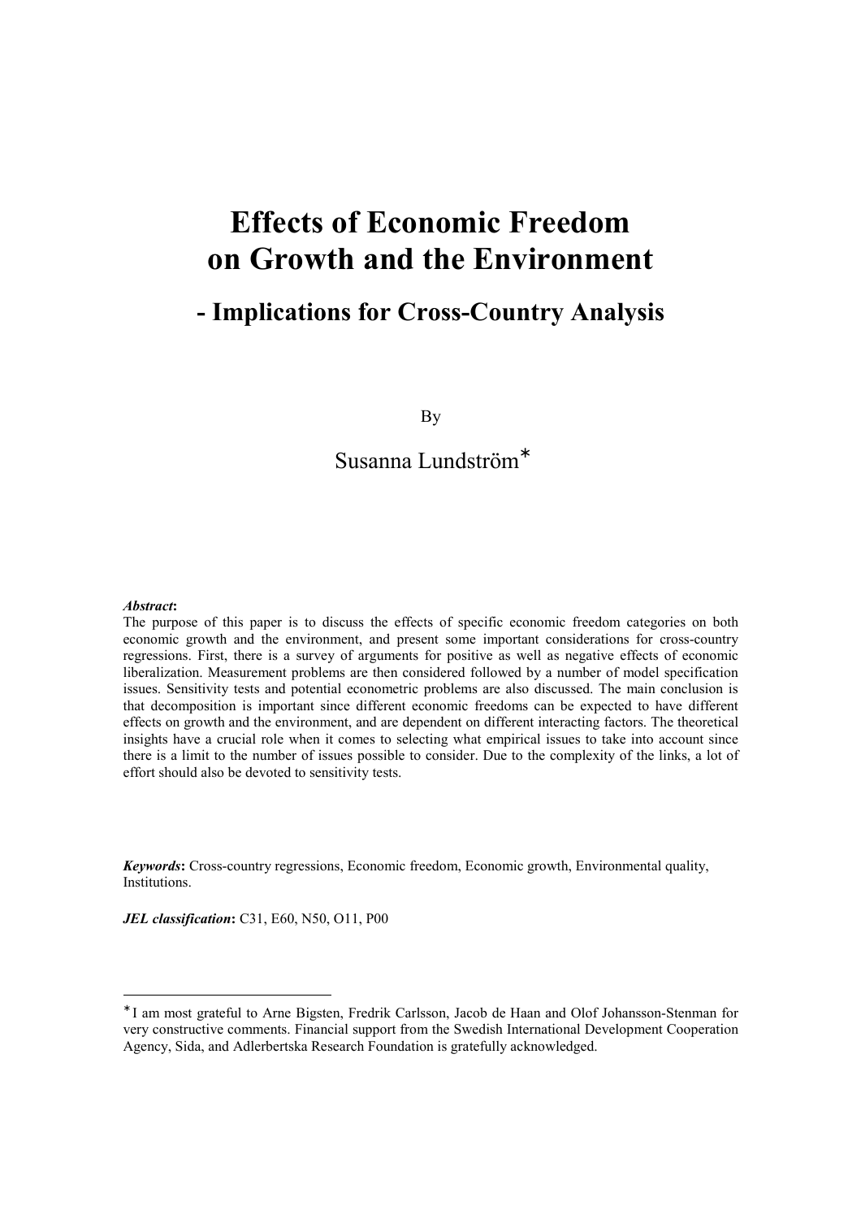# Effects of Economic Freedom on Growth and the Environment

## - Implications for Cross-Country Analysis

By

Susanna Lundström*

***Abstract*:**
The purpose of this paper is to discuss the effects of specific economic freedom categories on both economic growth and the environment, and present some important considerations for cross-country regressions. First, there is a survey of arguments for positive as well as negative effects of economic liberalization. Measurement problems are then considered followed by a number of model specification issues. Sensitivity tests and potential econometric problems are also discussed. The main conclusion is that decomposition is important since different economic freedoms can be expected to have different effects on growth and the environment, and are dependent on different interacting factors. The theoretical insights have a crucial role when it comes to selecting what empirical issues to take into account since there is a limit to the number of issues possible to consider. Due to the complexity of the links, a lot of effort should also be devoted to sensitivity tests.

***Keywords*:** Cross-country regressions, Economic freedom, Economic growth, Environmental quality, Institutions.

***JEL classification*:** C31, E60, N50, O11, P00

---

*I am most grateful to Arne Bigsten, Fredrik Carlsson, Jacob de Haan and Olof Johansson-Stenman for very constructive comments. Financial support from the Swedish International Development Cooperation Agency, Sida, and Adlerbertska Research Foundation is gratefully acknowledged.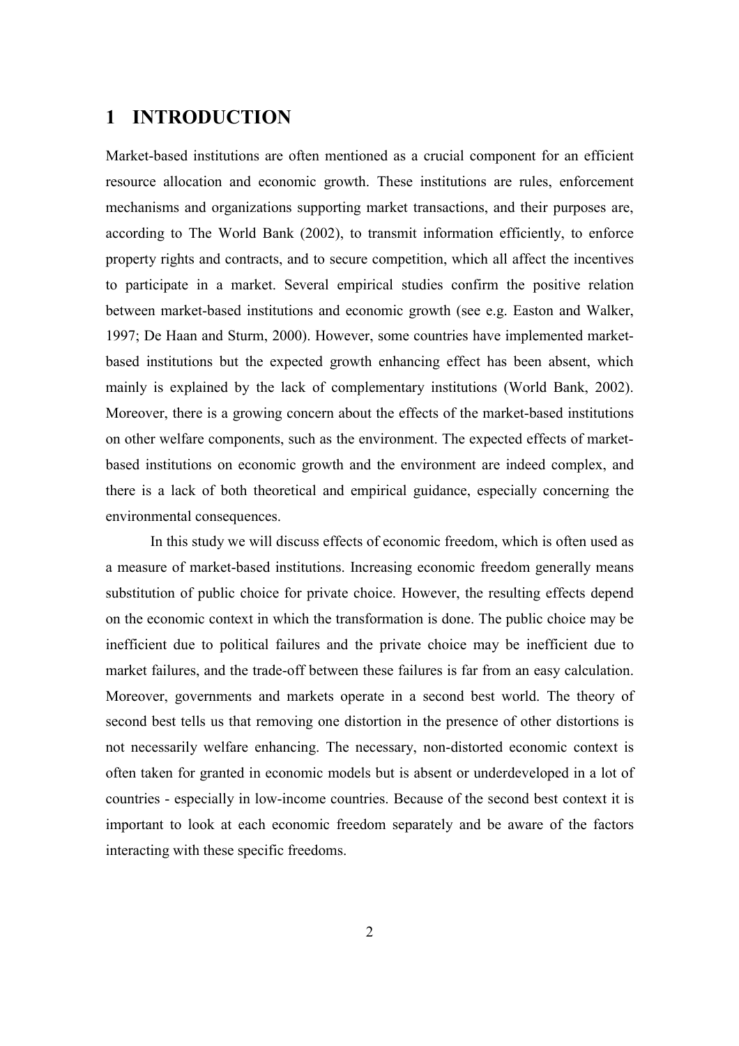# 1 INTRODUCTION

Market-based institutions are often mentioned as a crucial component for an efficient resource allocation and economic growth. These institutions are rules, enforcement mechanisms and organizations supporting market transactions, and their purposes are, according to The World Bank (2002), to transmit information efficiently, to enforce property rights and contracts, and to secure competition, which all affect the incentives to participate in a market. Several empirical studies confirm the positive relation between market-based institutions and economic growth (see e.g. Easton and Walker, 1997; De Haan and Sturm, 2000). However, some countries have implemented market-based institutions but the expected growth enhancing effect has been absent, which mainly is explained by the lack of complementary institutions (World Bank, 2002). Moreover, there is a growing concern about the effects of the market-based institutions on other welfare components, such as the environment. The expected effects of market-based institutions on economic growth and the environment are indeed complex, and there is a lack of both theoretical and empirical guidance, especially concerning the environmental consequences.

In this study we will discuss effects of economic freedom, which is often used as a measure of market-based institutions. Increasing economic freedom generally means substitution of public choice for private choice. However, the resulting effects depend on the economic context in which the transformation is done. The public choice may be inefficient due to political failures and the private choice may be inefficient due to market failures, and the trade-off between these failures is far from an easy calculation. Moreover, governments and markets operate in a second best world. The theory of second best tells us that removing one distortion in the presence of other distortions is not necessarily welfare enhancing. The necessary, non-distorted economic context is often taken for granted in economic models but is absent or underdeveloped in a lot of countries - especially in low-income countries. Because of the second best context it is important to look at each economic freedom separately and be aware of the factors interacting with these specific freedoms.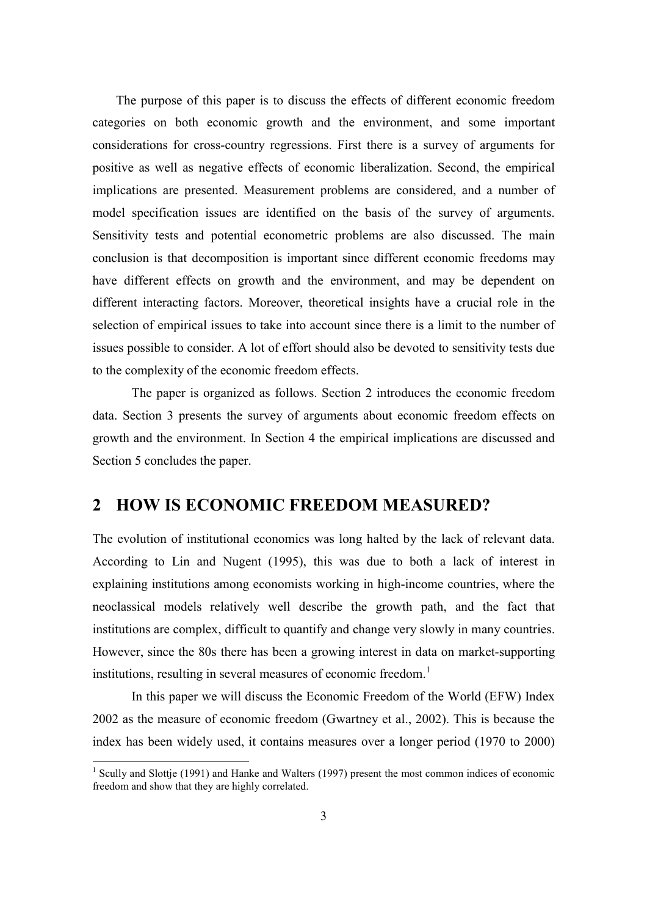The purpose of this paper is to discuss the effects of different economic freedom categories on both economic growth and the environment, and some important considerations for cross-country regressions. First there is a survey of arguments for positive as well as negative effects of economic liberalization. Second, the empirical implications are presented. Measurement problems are considered, and a number of model specification issues are identified on the basis of the survey of arguments. Sensitivity tests and potential econometric problems are also discussed. The main conclusion is that decomposition is important since different economic freedoms may have different effects on growth and the environment, and may be dependent on different interacting factors. Moreover, theoretical insights have a crucial role in the selection of empirical issues to take into account since there is a limit to the number of issues possible to consider. A lot of effort should also be devoted to sensitivity tests due to the complexity of the economic freedom effects.

The paper is organized as follows. Section 2 introduces the economic freedom data. Section 3 presents the survey of arguments about economic freedom effects on growth and the environment. In Section 4 the empirical implications are discussed and Section 5 concludes the paper.

## 2 HOW IS ECONOMIC FREEDOM MEASURED?

The evolution of institutional economics was long halted by the lack of relevant data. According to Lin and Nugent (1995), this was due to both a lack of interest in explaining institutions among economists working in high-income countries, where the neoclassical models relatively well describe the growth path, and the fact that institutions are complex, difficult to quantify and change very slowly in many countries. However, since the 80s there has been a growing interest in data on market-supporting institutions, resulting in several measures of economic freedom.[1]

In this paper we will discuss the Economic Freedom of the World (EFW) Index 2002 as the measure of economic freedom (Gwartney et al., 2002). This is because the index has been widely used, it contains measures over a longer period (1970 to 2000)

[1] Scully and Slottje (1991) and Hanke and Walters (1997) present the most common indices of economic freedom and show that they are highly correlated.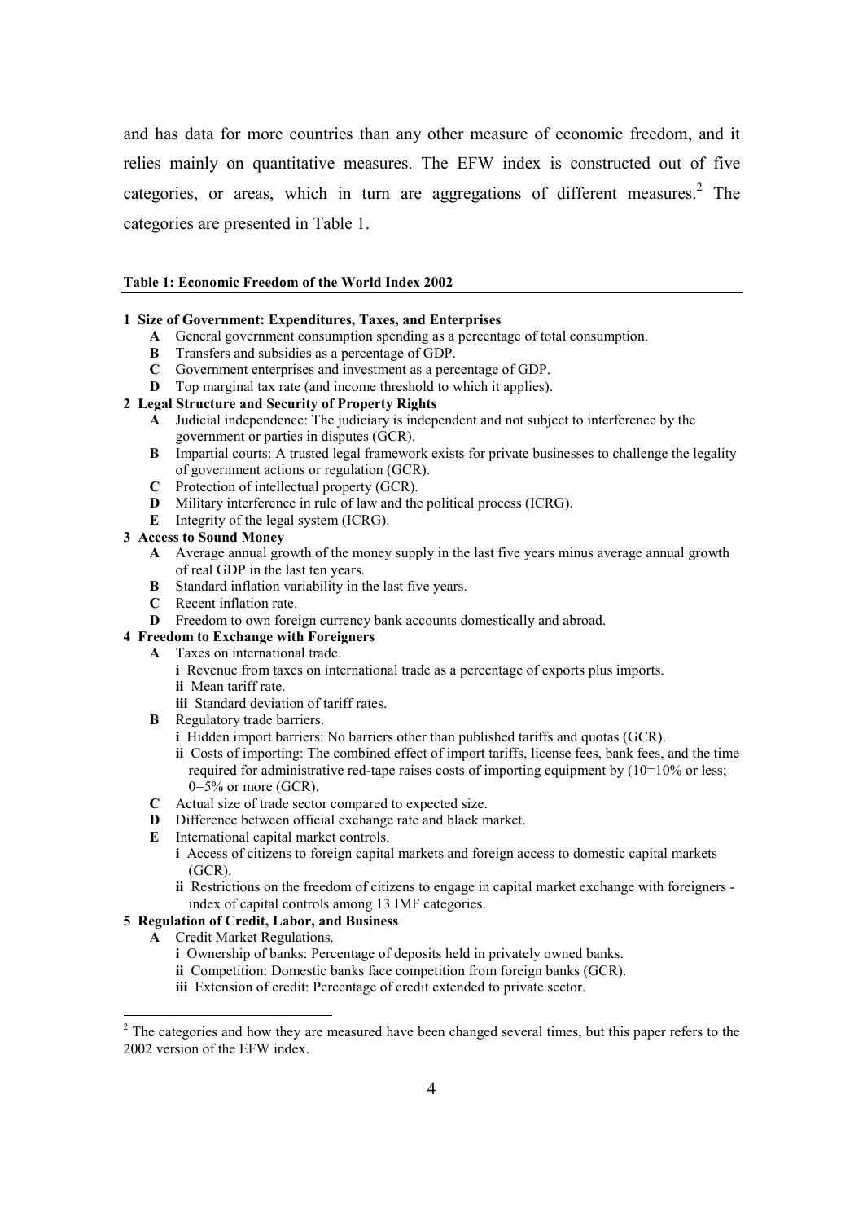and has data for more countries than any other measure of economic freedom, and it relies mainly on quantitative measures. The EFW index is constructed out of five categories, or areas, which in turn are aggregations of different measures.[2] The categories are presented in Table 1.

**Table 1: Economic Freedom of the World Index 2002**

**1 Size of Government: Expenditures, Taxes, and Enterprises**
- **A** General government consumption spending as a percentage of total consumption.
- **B** Transfers and subsidies as a percentage of GDP.
- **C** Government enterprises and investment as a percentage of GDP.
- **D** Top marginal tax rate (and income threshold to which it applies).

**2 Legal Structure and Security of Property Rights**
- **A** Judicial independence: The judiciary is independent and not subject to interference by the government or parties in disputes (GCR).
- **B** Impartial courts: A trusted legal framework exists for private businesses to challenge the legality of government actions or regulation (GCR).
- **C** Protection of intellectual property (GCR).
- **D** Military interference in rule of law and the political process (ICRG).
- **E** Integrity of the legal system (ICRG).

**3 Access to Sound Money**
- **A** Average annual growth of the money supply in the last five years minus average annual growth of real GDP in the last ten years.
- **B** Standard inflation variability in the last five years.
- **C** Recent inflation rate.
- **D** Freedom to own foreign currency bank accounts domestically and abroad.

**4 Freedom to Exchange with Foreigners**
- **A** Taxes on international trade.
  - **i** Revenue from taxes on international trade as a percentage of exports plus imports.
  - **ii** Mean tariff rate.
  - **iii** Standard deviation of tariff rates.
- **B** Regulatory trade barriers.
  - **i** Hidden import barriers: No barriers other than published tariffs and quotas (GCR).
  - **ii** Costs of importing: The combined effect of import tariffs, license fees, bank fees, and the time required for administrative red-tape raises costs of importing equipment by (10=10% or less; 0=5% or more (GCR).
- **C** Actual size of trade sector compared to expected size.
- **D** Difference between official exchange rate and black market.
- **E** International capital market controls.
  - **i** Access of citizens to foreign capital markets and foreign access to domestic capital markets (GCR).
  - **ii** Restrictions on the freedom of citizens to engage in capital market exchange with foreigners - index of capital controls among 13 IMF categories.

**5 Regulation of Credit, Labor, and Business**
- **A** Credit Market Regulations.
  - **i** Ownership of banks: Percentage of deposits held in privately owned banks.
  - **ii** Competition: Domestic banks face competition from foreign banks (GCR).
  - **iii** Extension of credit: Percentage of credit extended to private sector.

[2] The categories and how they are measured have been changed several times, but this paper refers to the 2002 version of the EFW index.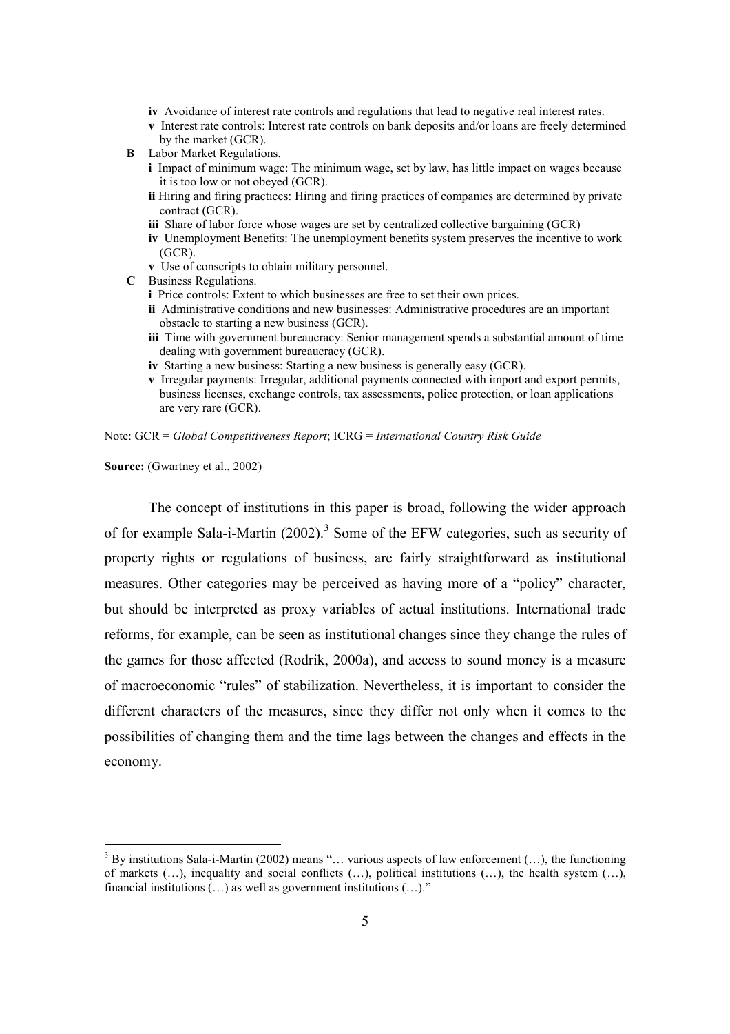- **iv** Avoidance of interest rate controls and regulations that lead to negative real interest rates.
- **v** Interest rate controls: Interest rate controls on bank deposits and/or loans are freely determined by the market (GCR).

**B** Labor Market Regulations.

- **i** Impact of minimum wage: The minimum wage, set by law, has little impact on wages because it is too low or not obeyed (GCR).
- **ii** Hiring and firing practices: Hiring and firing practices of companies are determined by private contract (GCR).
- **iii** Share of labor force whose wages are set by centralized collective bargaining (GCR)
- **iv** Unemployment Benefits: The unemployment benefits system preserves the incentive to work (GCR).
- **v** Use of conscripts to obtain military personnel.

**C** Business Regulations.

- **i** Price controls: Extent to which businesses are free to set their own prices.
- **ii** Administrative conditions and new businesses: Administrative procedures are an important obstacle to starting a new business (GCR).
- **iii** Time with government bureaucracy: Senior management spends a substantial amount of time dealing with government bureaucracy (GCR).
- **iv** Starting a new business: Starting a new business is generally easy (GCR).
- **v** Irregular payments: Irregular, additional payments connected with import and export permits, business licenses, exchange controls, tax assessments, police protection, or loan applications are very rare (GCR).

Note: GCR = *Global Competitiveness Report*; ICRG = *International Country Risk Guide*

**Source:** (Gwartney et al., 2002)

The concept of institutions in this paper is broad, following the wider approach of for example Sala-i-Martin (2002).[3] Some of the EFW categories, such as security of property rights or regulations of business, are fairly straightforward as institutional measures. Other categories may be perceived as having more of a "policy" character, but should be interpreted as proxy variables of actual institutions. International trade reforms, for example, can be seen as institutional changes since they change the rules of the games for those affected (Rodrik, 2000a), and access to sound money is a measure of macroeconomic "rules" of stabilization. Nevertheless, it is important to consider the different characters of the measures, since they differ not only when it comes to the possibilities of changing them and the time lags between the changes and effects in the economy.

[3] By institutions Sala-i-Martin (2002) means "… various aspects of law enforcement (…), the functioning of markets (…), inequality and social conflicts (…), political institutions (…), the health system (…), financial institutions (…) as well as government institutions (…)."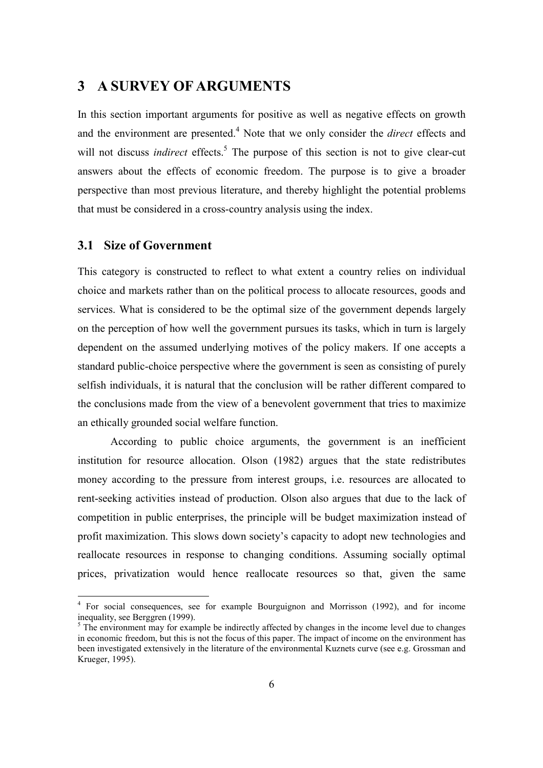## 3 A SURVEY OF ARGUMENTS

In this section important arguments for positive as well as negative effects on growth and the environment are presented.[4] Note that we only consider the *direct* effects and will not discuss *indirect* effects.[5] The purpose of this section is not to give clear-cut answers about the effects of economic freedom. The purpose is to give a broader perspective than most previous literature, and thereby highlight the potential problems that must be considered in a cross-country analysis using the index.

### 3.1 Size of Government

This category is constructed to reflect to what extent a country relies on individual choice and markets rather than on the political process to allocate resources, goods and services. What is considered to be the optimal size of the government depends largely on the perception of how well the government pursues its tasks, which in turn is largely dependent on the assumed underlying motives of the policy makers. If one accepts a standard public-choice perspective where the government is seen as consisting of purely selfish individuals, it is natural that the conclusion will be rather different compared to the conclusions made from the view of a benevolent government that tries to maximize an ethically grounded social welfare function.

According to public choice arguments, the government is an inefficient institution for resource allocation. Olson (1982) argues that the state redistributes money according to the pressure from interest groups, i.e. resources are allocated to rent-seeking activities instead of production. Olson also argues that due to the lack of competition in public enterprises, the principle will be budget maximization instead of profit maximization. This slows down society's capacity to adopt new technologies and reallocate resources in response to changing conditions. Assuming socially optimal prices, privatization would hence reallocate resources so that, given the same

---

[4] For social consequences, see for example Bourguignon and Morrisson (1992), and for income inequality, see Berggren (1999).

[5] The environment may for example be indirectly affected by changes in the income level due to changes in economic freedom, but this is not the focus of this paper. The impact of income on the environment has been investigated extensively in the literature of the environmental Kuznets curve (see e.g. Grossman and Krueger, 1995).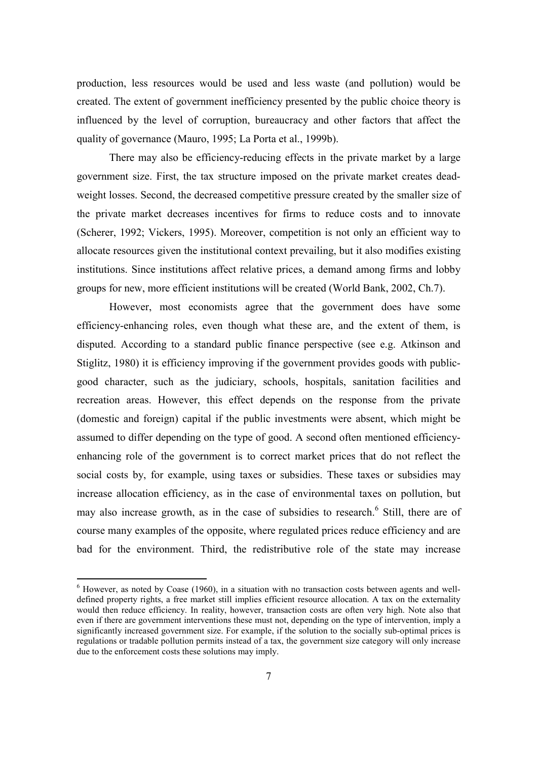production, less resources would be used and less waste (and pollution) would be created. The extent of government inefficiency presented by the public choice theory is influenced by the level of corruption, bureaucracy and other factors that affect the quality of governance (Mauro, 1995; La Porta et al., 1999b).

There may also be efficiency-reducing effects in the private market by a large government size. First, the tax structure imposed on the private market creates dead-weight losses. Second, the decreased competitive pressure created by the smaller size of the private market decreases incentives for firms to reduce costs and to innovate (Scherer, 1992; Vickers, 1995). Moreover, competition is not only an efficient way to allocate resources given the institutional context prevailing, but it also modifies existing institutions. Since institutions affect relative prices, a demand among firms and lobby groups for new, more efficient institutions will be created (World Bank, 2002, Ch.7).

However, most economists agree that the government does have some efficiency-enhancing roles, even though what these are, and the extent of them, is disputed. According to a standard public finance perspective (see e.g. Atkinson and Stiglitz, 1980) it is efficiency improving if the government provides goods with public-good character, such as the judiciary, schools, hospitals, sanitation facilities and recreation areas. However, this effect depends on the response from the private (domestic and foreign) capital if the public investments were absent, which might be assumed to differ depending on the type of good. A second often mentioned efficiency-enhancing role of the government is to correct market prices that do not reflect the social costs by, for example, using taxes or subsidies. These taxes or subsidies may increase allocation efficiency, as in the case of environmental taxes on pollution, but may also increase growth, as in the case of subsidies to research.[6] Still, there are of course many examples of the opposite, where regulated prices reduce efficiency and are bad for the environment. Third, the redistributive role of the state may increase

[6] However, as noted by Coase (1960), in a situation with no transaction costs between agents and well-defined property rights, a free market still implies efficient resource allocation. A tax on the externality would then reduce efficiency. In reality, however, transaction costs are often very high. Note also that even if there are government interventions these must not, depending on the type of intervention, imply a significantly increased government size. For example, if the solution to the socially sub-optimal prices is regulations or tradable pollution permits instead of a tax, the government size category will only increase due to the enforcement costs these solutions may imply.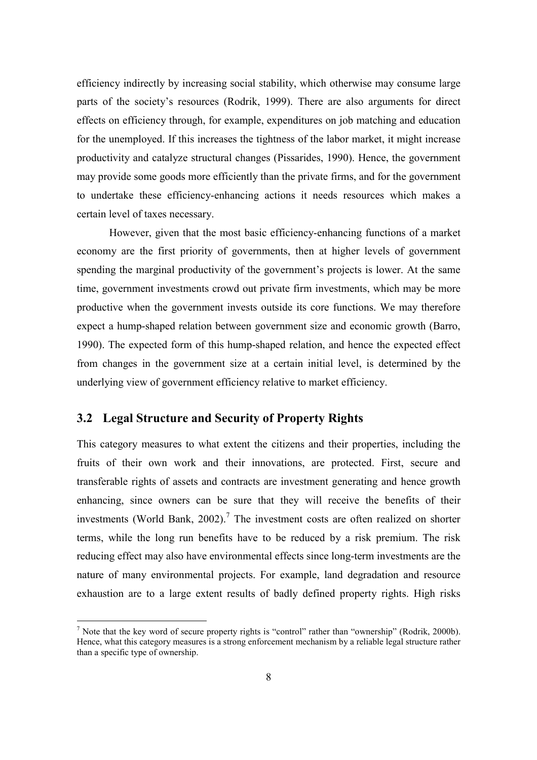efficiency indirectly by increasing social stability, which otherwise may consume large parts of the society's resources (Rodrik, 1999). There are also arguments for direct effects on efficiency through, for example, expenditures on job matching and education for the unemployed. If this increases the tightness of the labor market, it might increase productivity and catalyze structural changes (Pissarides, 1990). Hence, the government may provide some goods more efficiently than the private firms, and for the government to undertake these efficiency-enhancing actions it needs resources which makes a certain level of taxes necessary.

However, given that the most basic efficiency-enhancing functions of a market economy are the first priority of governments, then at higher levels of government spending the marginal productivity of the government's projects is lower. At the same time, government investments crowd out private firm investments, which may be more productive when the government invests outside its core functions. We may therefore expect a hump-shaped relation between government size and economic growth (Barro, 1990). The expected form of this hump-shaped relation, and hence the expected effect from changes in the government size at a certain initial level, is determined by the underlying view of government efficiency relative to market efficiency.

## 3.2 Legal Structure and Security of Property Rights

This category measures to what extent the citizens and their properties, including the fruits of their own work and their innovations, are protected. First, secure and transferable rights of assets and contracts are investment generating and hence growth enhancing, since owners can be sure that they will receive the benefits of their investments (World Bank, 2002).[7] The investment costs are often realized on shorter terms, while the long run benefits have to be reduced by a risk premium. The risk reducing effect may also have environmental effects since long-term investments are the nature of many environmental projects. For example, land degradation and resource exhaustion are to a large extent results of badly defined property rights. High risks

[7] Note that the key word of secure property rights is "control" rather than "ownership" (Rodrik, 2000b). Hence, what this category measures is a strong enforcement mechanism by a reliable legal structure rather than a specific type of ownership.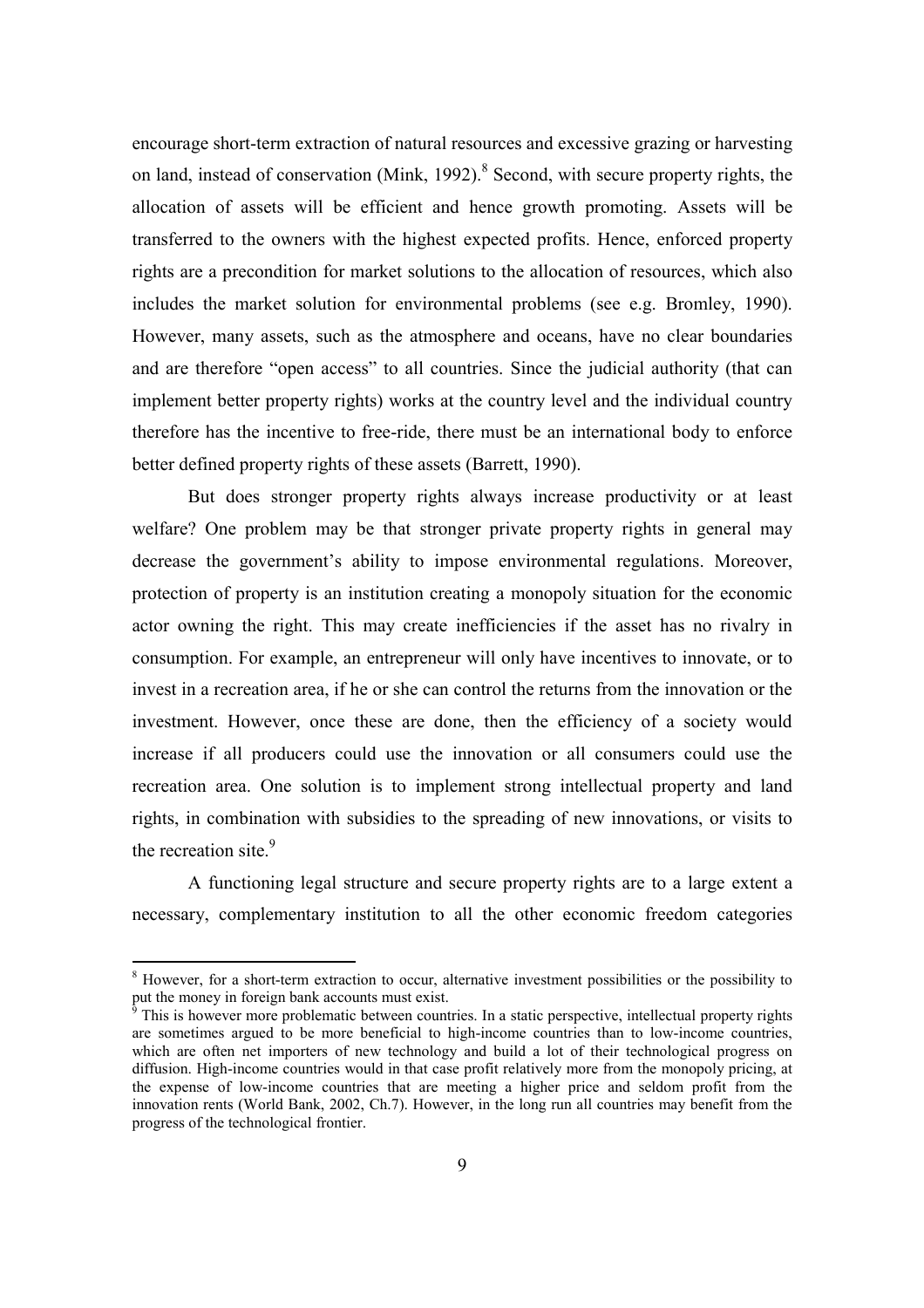encourage short-term extraction of natural resources and excessive grazing or harvesting on land, instead of conservation (Mink, 1992).[8] Second, with secure property rights, the allocation of assets will be efficient and hence growth promoting. Assets will be transferred to the owners with the highest expected profits. Hence, enforced property rights are a precondition for market solutions to the allocation of resources, which also includes the market solution for environmental problems (see e.g. Bromley, 1990). However, many assets, such as the atmosphere and oceans, have no clear boundaries and are therefore "open access" to all countries. Since the judicial authority (that can implement better property rights) works at the country level and the individual country therefore has the incentive to free-ride, there must be an international body to enforce better defined property rights of these assets (Barrett, 1990).

But does stronger property rights always increase productivity or at least welfare? One problem may be that stronger private property rights in general may decrease the government's ability to impose environmental regulations. Moreover, protection of property is an institution creating a monopoly situation for the economic actor owning the right. This may create inefficiencies if the asset has no rivalry in consumption. For example, an entrepreneur will only have incentives to innovate, or to invest in a recreation area, if he or she can control the returns from the innovation or the investment. However, once these are done, then the efficiency of a society would increase if all producers could use the innovation or all consumers could use the recreation area. One solution is to implement strong intellectual property and land rights, in combination with subsidies to the spreading of new innovations, or visits to the recreation site.[9]

A functioning legal structure and secure property rights are to a large extent a necessary, complementary institution to all the other economic freedom categories

---

[8] However, for a short-term extraction to occur, alternative investment possibilities or the possibility to put the money in foreign bank accounts must exist.

[9] This is however more problematic between countries. In a static perspective, intellectual property rights are sometimes argued to be more beneficial to high-income countries than to low-income countries, which are often net importers of new technology and build a lot of their technological progress on diffusion. High-income countries would in that case profit relatively more from the monopoly pricing, at the expense of low-income countries that are meeting a higher price and seldom profit from the innovation rents (World Bank, 2002, Ch.7). However, in the long run all countries may benefit from the progress of the technological frontier.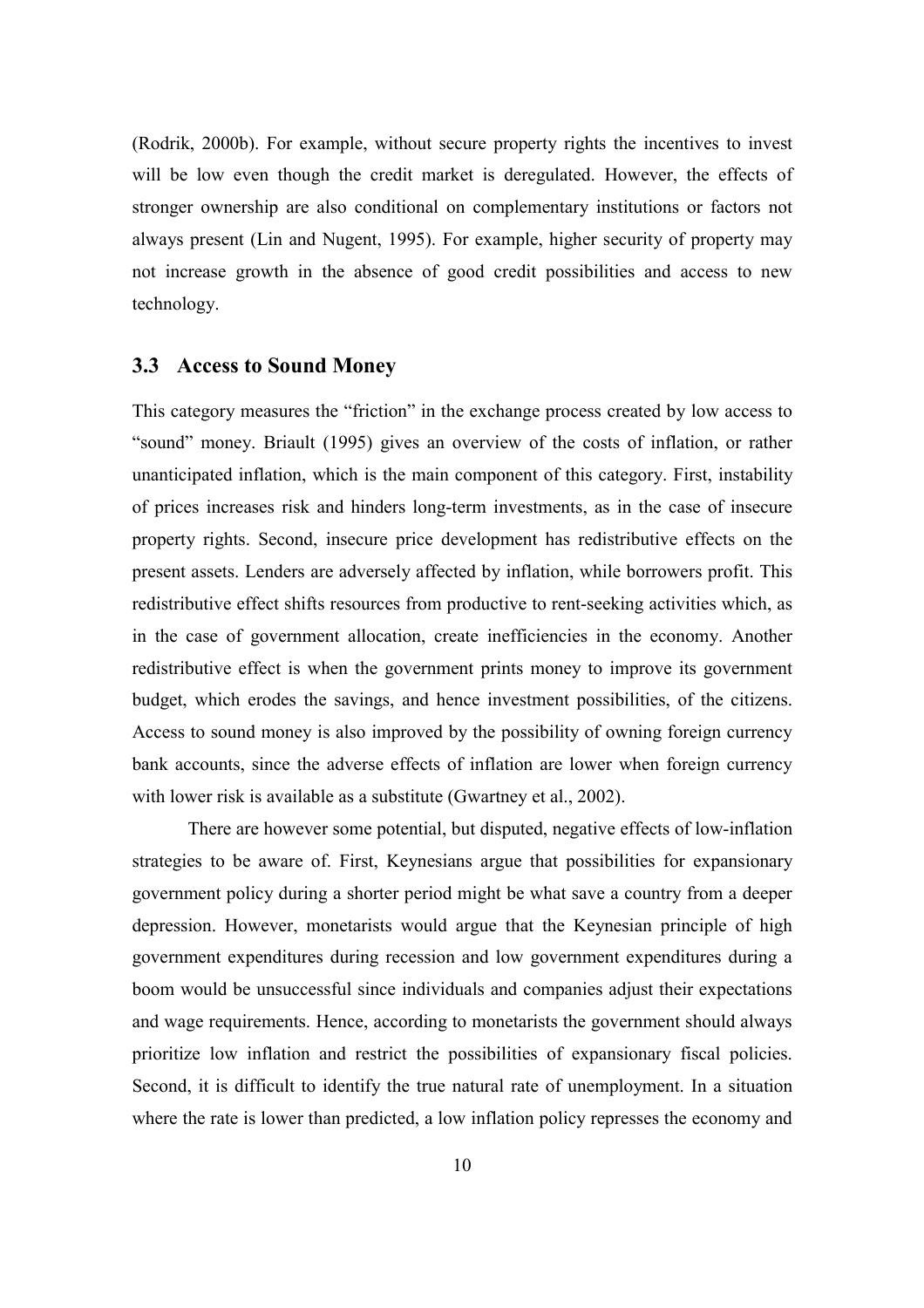(Rodrik, 2000b). For example, without secure property rights the incentives to invest will be low even though the credit market is deregulated. However, the effects of stronger ownership are also conditional on complementary institutions or factors not always present (Lin and Nugent, 1995). For example, higher security of property may not increase growth in the absence of good credit possibilities and access to new technology.

### 3.3 Access to Sound Money

This category measures the "friction" in the exchange process created by low access to "sound" money. Briault (1995) gives an overview of the costs of inflation, or rather unanticipated inflation, which is the main component of this category. First, instability of prices increases risk and hinders long-term investments, as in the case of insecure property rights. Second, insecure price development has redistributive effects on the present assets. Lenders are adversely affected by inflation, while borrowers profit. This redistributive effect shifts resources from productive to rent-seeking activities which, as in the case of government allocation, create inefficiencies in the economy. Another redistributive effect is when the government prints money to improve its government budget, which erodes the savings, and hence investment possibilities, of the citizens. Access to sound money is also improved by the possibility of owning foreign currency bank accounts, since the adverse effects of inflation are lower when foreign currency with lower risk is available as a substitute (Gwartney et al., 2002).

There are however some potential, but disputed, negative effects of low-inflation strategies to be aware of. First, Keynesians argue that possibilities for expansionary government policy during a shorter period might be what save a country from a deeper depression. However, monetarists would argue that the Keynesian principle of high government expenditures during recession and low government expenditures during a boom would be unsuccessful since individuals and companies adjust their expectations and wage requirements. Hence, according to monetarists the government should always prioritize low inflation and restrict the possibilities of expansionary fiscal policies. Second, it is difficult to identify the true natural rate of unemployment. In a situation where the rate is lower than predicted, a low inflation policy represses the economy and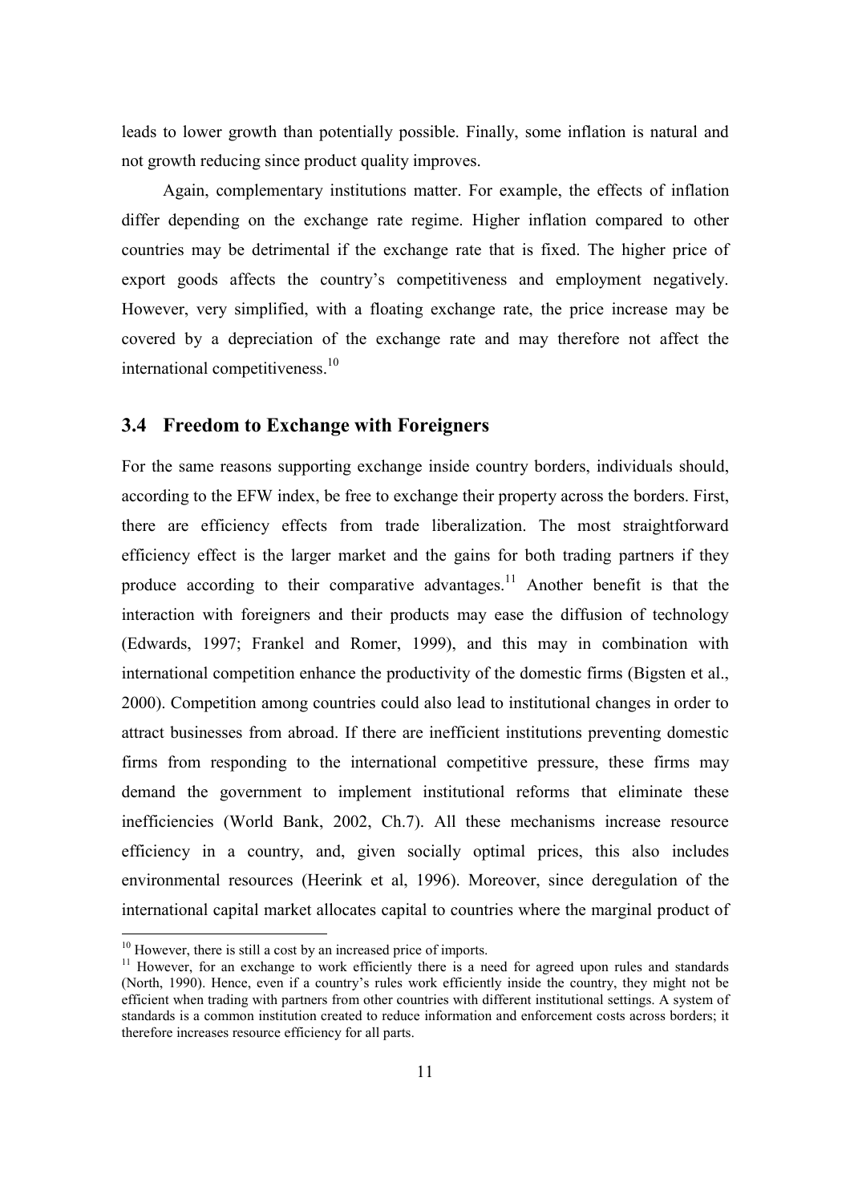leads to lower growth than potentially possible. Finally, some inflation is natural and not growth reducing since product quality improves.

Again, complementary institutions matter. For example, the effects of inflation differ depending on the exchange rate regime. Higher inflation compared to other countries may be detrimental if the exchange rate that is fixed. The higher price of export goods affects the country's competitiveness and employment negatively. However, very simplified, with a floating exchange rate, the price increase may be covered by a depreciation of the exchange rate and may therefore not affect the international competitiveness.[10]

## 3.4 Freedom to Exchange with Foreigners

For the same reasons supporting exchange inside country borders, individuals should, according to the EFW index, be free to exchange their property across the borders. First, there are efficiency effects from trade liberalization. The most straightforward efficiency effect is the larger market and the gains for both trading partners if they produce according to their comparative advantages.[11] Another benefit is that the interaction with foreigners and their products may ease the diffusion of technology (Edwards, 1997; Frankel and Romer, 1999), and this may in combination with international competition enhance the productivity of the domestic firms (Bigsten et al., 2000). Competition among countries could also lead to institutional changes in order to attract businesses from abroad. If there are inefficient institutions preventing domestic firms from responding to the international competitive pressure, these firms may demand the government to implement institutional reforms that eliminate these inefficiencies (World Bank, 2002, Ch.7). All these mechanisms increase resource efficiency in a country, and, given socially optimal prices, this also includes environmental resources (Heerink et al, 1996). Moreover, since deregulation of the international capital market allocates capital to countries where the marginal product of

---

[10] However, there is still a cost by an increased price of imports.

[11] However, for an exchange to work efficiently there is a need for agreed upon rules and standards (North, 1990). Hence, even if a country's rules work efficiently inside the country, they might not be efficient when trading with partners from other countries with different institutional settings. A system of standards is a common institution created to reduce information and enforcement costs across borders; it therefore increases resource efficiency for all parts.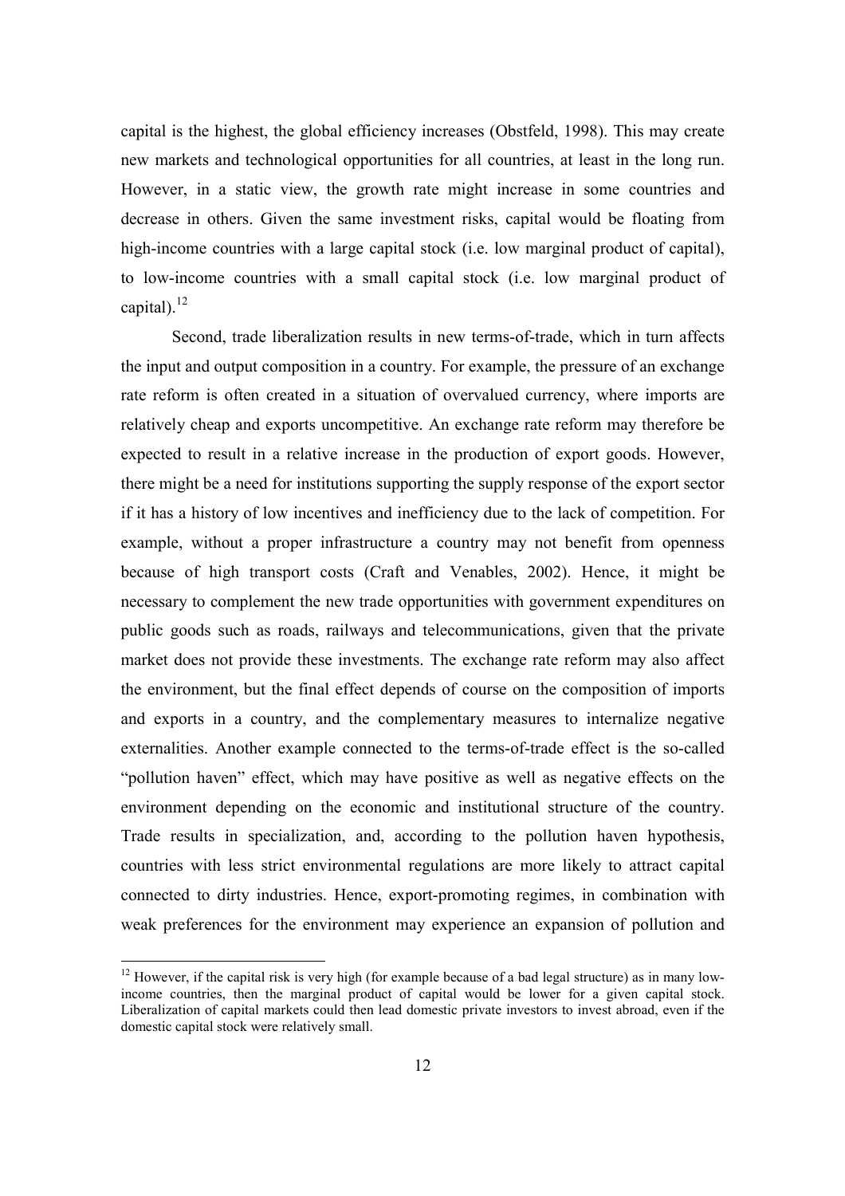capital is the highest, the global efficiency increases (Obstfeld, 1998). This may create new markets and technological opportunities for all countries, at least in the long run. However, in a static view, the growth rate might increase in some countries and decrease in others. Given the same investment risks, capital would be floating from high-income countries with a large capital stock (i.e. low marginal product of capital), to low-income countries with a small capital stock (i.e. low marginal product of capital).[12]

Second, trade liberalization results in new terms-of-trade, which in turn affects the input and output composition in a country. For example, the pressure of an exchange rate reform is often created in a situation of overvalued currency, where imports are relatively cheap and exports uncompetitive. An exchange rate reform may therefore be expected to result in a relative increase in the production of export goods. However, there might be a need for institutions supporting the supply response of the export sector if it has a history of low incentives and inefficiency due to the lack of competition. For example, without a proper infrastructure a country may not benefit from openness because of high transport costs (Craft and Venables, 2002). Hence, it might be necessary to complement the new trade opportunities with government expenditures on public goods such as roads, railways and telecommunications, given that the private market does not provide these investments. The exchange rate reform may also affect the environment, but the final effect depends of course on the composition of imports and exports in a country, and the complementary measures to internalize negative externalities. Another example connected to the terms-of-trade effect is the so-called "pollution haven" effect, which may have positive as well as negative effects on the environment depending on the economic and institutional structure of the country. Trade results in specialization, and, according to the pollution haven hypothesis, countries with less strict environmental regulations are more likely to attract capital connected to dirty industries. Hence, export-promoting regimes, in combination with weak preferences for the environment may experience an expansion of pollution and

[12] However, if the capital risk is very high (for example because of a bad legal structure) as in many low-income countries, then the marginal product of capital would be lower for a given capital stock. Liberalization of capital markets could then lead domestic private investors to invest abroad, even if the domestic capital stock were relatively small.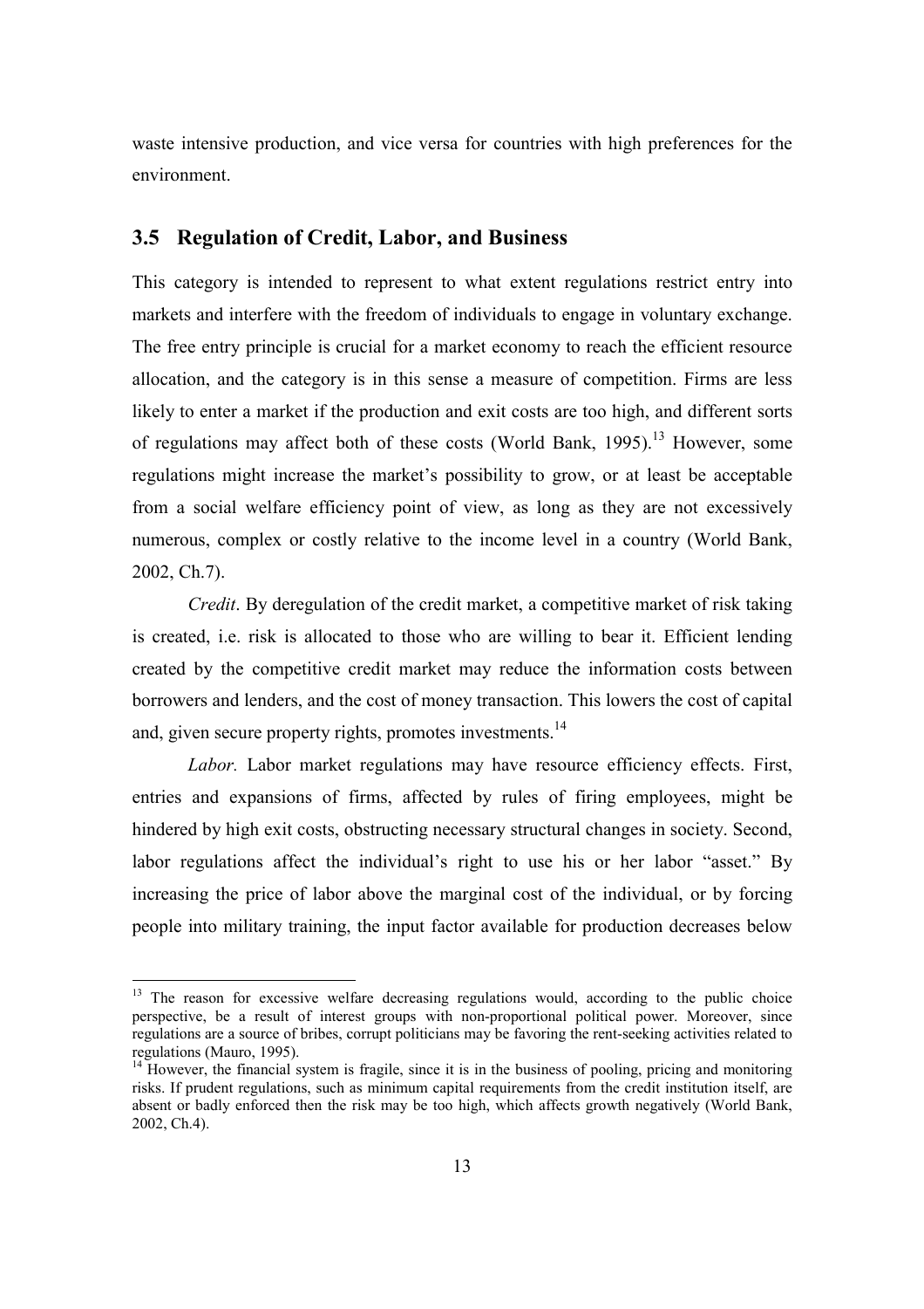waste intensive production, and vice versa for countries with high preferences for the environment.

## 3.5 Regulation of Credit, Labor, and Business

This category is intended to represent to what extent regulations restrict entry into markets and interfere with the freedom of individuals to engage in voluntary exchange. The free entry principle is crucial for a market economy to reach the efficient resource allocation, and the category is in this sense a measure of competition. Firms are less likely to enter a market if the production and exit costs are too high, and different sorts of regulations may affect both of these costs (World Bank, 1995).[13] However, some regulations might increase the market's possibility to grow, or at least be acceptable from a social welfare efficiency point of view, as long as they are not excessively numerous, complex or costly relative to the income level in a country (World Bank, 2002, Ch.7).

*Credit*. By deregulation of the credit market, a competitive market of risk taking is created, i.e. risk is allocated to those who are willing to bear it. Efficient lending created by the competitive credit market may reduce the information costs between borrowers and lenders, and the cost of money transaction. This lowers the cost of capital and, given secure property rights, promotes investments.[14]

*Labor.* Labor market regulations may have resource efficiency effects. First, entries and expansions of firms, affected by rules of firing employees, might be hindered by high exit costs, obstructing necessary structural changes in society. Second, labor regulations affect the individual's right to use his or her labor "asset." By increasing the price of labor above the marginal cost of the individual, or by forcing people into military training, the input factor available for production decreases below

---

[13] The reason for excessive welfare decreasing regulations would, according to the public choice perspective, be a result of interest groups with non-proportional political power. Moreover, since regulations are a source of bribes, corrupt politicians may be favoring the rent-seeking activities related to regulations (Mauro, 1995).

[14] However, the financial system is fragile, since it is in the business of pooling, pricing and monitoring risks. If prudent regulations, such as minimum capital requirements from the credit institution itself, are absent or badly enforced then the risk may be too high, which affects growth negatively (World Bank, 2002, Ch.4).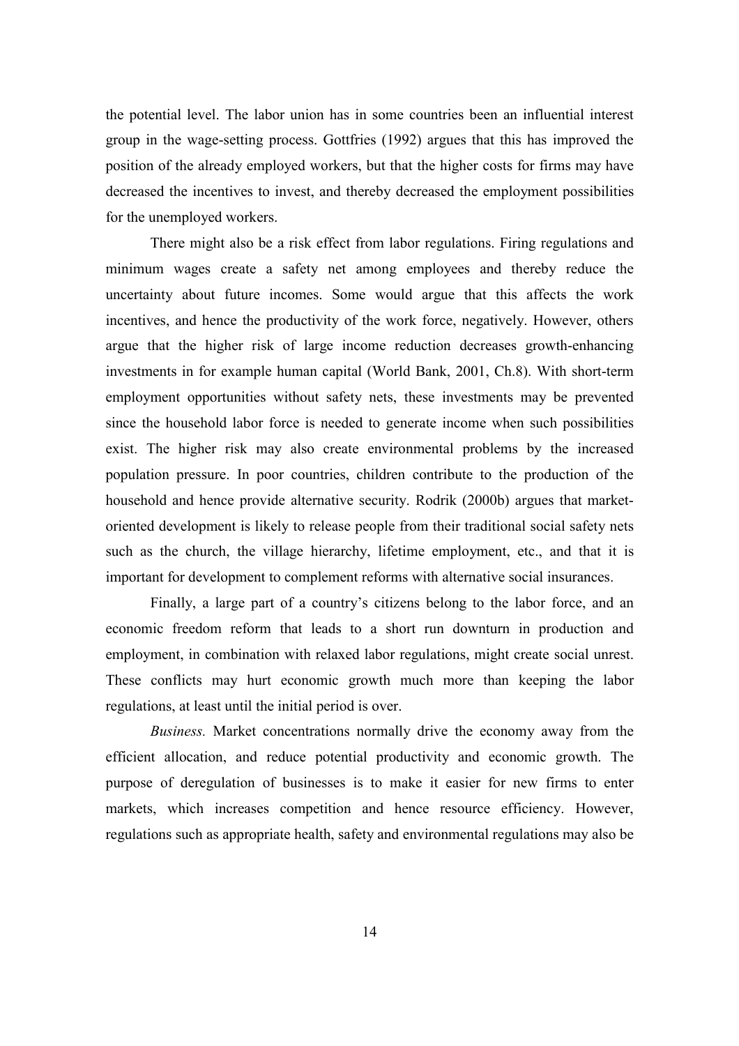the potential level. The labor union has in some countries been an influential interest group in the wage-setting process. Gottfries (1992) argues that this has improved the position of the already employed workers, but that the higher costs for firms may have decreased the incentives to invest, and thereby decreased the employment possibilities for the unemployed workers.

There might also be a risk effect from labor regulations. Firing regulations and minimum wages create a safety net among employees and thereby reduce the uncertainty about future incomes. Some would argue that this affects the work incentives, and hence the productivity of the work force, negatively. However, others argue that the higher risk of large income reduction decreases growth-enhancing investments in for example human capital (World Bank, 2001, Ch.8). With short-term employment opportunities without safety nets, these investments may be prevented since the household labor force is needed to generate income when such possibilities exist. The higher risk may also create environmental problems by the increased population pressure. In poor countries, children contribute to the production of the household and hence provide alternative security. Rodrik (2000b) argues that market-oriented development is likely to release people from their traditional social safety nets such as the church, the village hierarchy, lifetime employment, etc., and that it is important for development to complement reforms with alternative social insurances.

Finally, a large part of a country's citizens belong to the labor force, and an economic freedom reform that leads to a short run downturn in production and employment, in combination with relaxed labor regulations, might create social unrest. These conflicts may hurt economic growth much more than keeping the labor regulations, at least until the initial period is over.

*Business.* Market concentrations normally drive the economy away from the efficient allocation, and reduce potential productivity and economic growth. The purpose of deregulation of businesses is to make it easier for new firms to enter markets, which increases competition and hence resource efficiency. However, regulations such as appropriate health, safety and environmental regulations may also be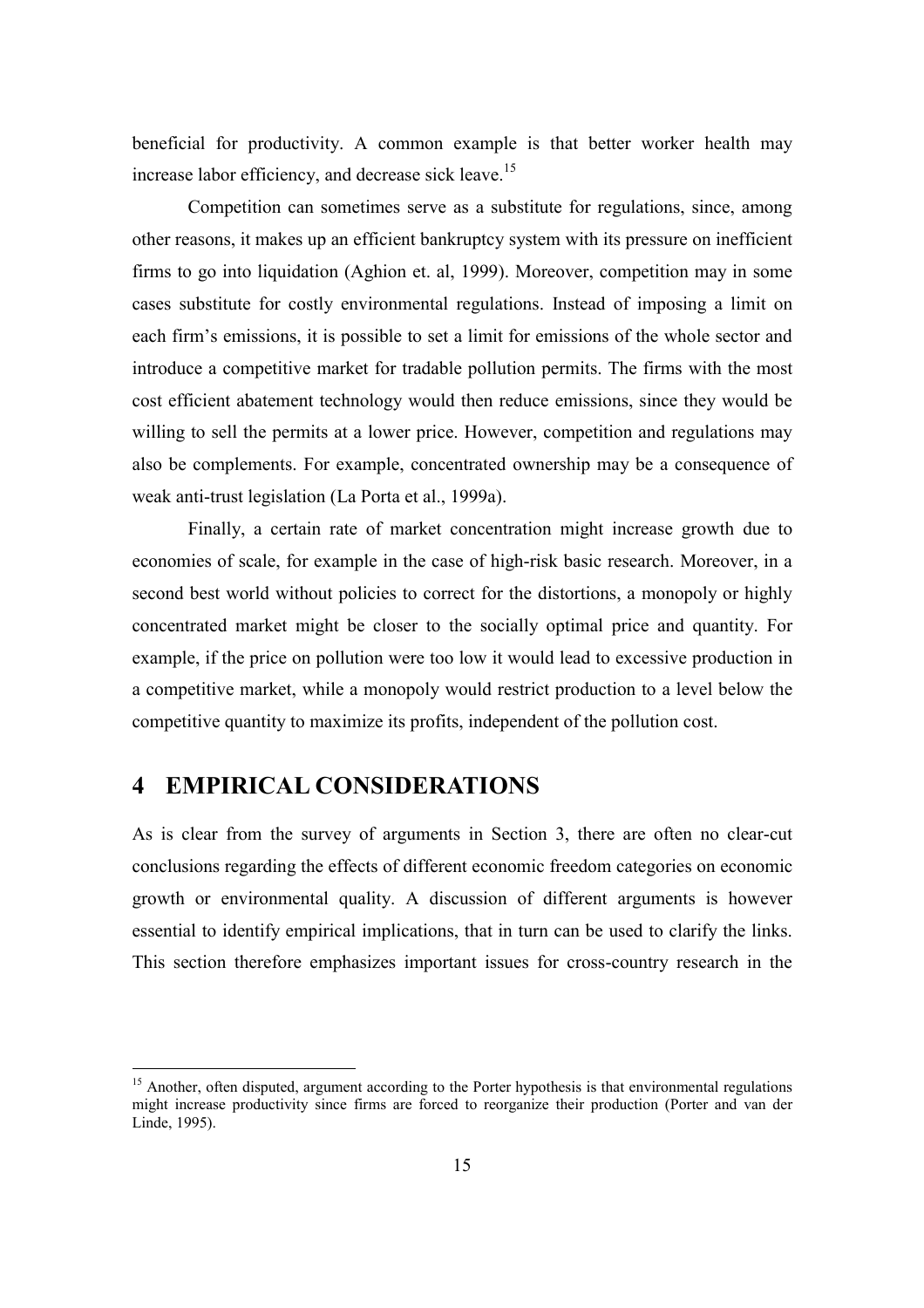beneficial for productivity. A common example is that better worker health may increase labor efficiency, and decrease sick leave.[15]

Competition can sometimes serve as a substitute for regulations, since, among other reasons, it makes up an efficient bankruptcy system with its pressure on inefficient firms to go into liquidation (Aghion et. al, 1999). Moreover, competition may in some cases substitute for costly environmental regulations. Instead of imposing a limit on each firm's emissions, it is possible to set a limit for emissions of the whole sector and introduce a competitive market for tradable pollution permits. The firms with the most cost efficient abatement technology would then reduce emissions, since they would be willing to sell the permits at a lower price. However, competition and regulations may also be complements. For example, concentrated ownership may be a consequence of weak anti-trust legislation (La Porta et al., 1999a).

Finally, a certain rate of market concentration might increase growth due to economies of scale, for example in the case of high-risk basic research. Moreover, in a second best world without policies to correct for the distortions, a monopoly or highly concentrated market might be closer to the socially optimal price and quantity. For example, if the price on pollution were too low it would lead to excessive production in a competitive market, while a monopoly would restrict production to a level below the competitive quantity to maximize its profits, independent of the pollution cost.

# 4 EMPIRICAL CONSIDERATIONS

As is clear from the survey of arguments in Section 3, there are often no clear-cut conclusions regarding the effects of different economic freedom categories on economic growth or environmental quality. A discussion of different arguments is however essential to identify empirical implications, that in turn can be used to clarify the links. This section therefore emphasizes important issues for cross-country research in the

---

[15] Another, often disputed, argument according to the Porter hypothesis is that environmental regulations might increase productivity since firms are forced to reorganize their production (Porter and van der Linde, 1995).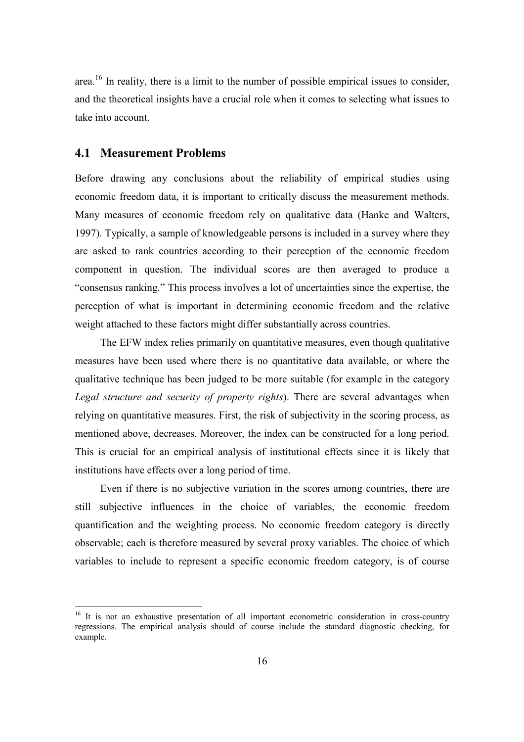area.[16] In reality, there is a limit to the number of possible empirical issues to consider, and the theoretical insights have a crucial role when it comes to selecting what issues to take into account.

## 4.1 Measurement Problems

Before drawing any conclusions about the reliability of empirical studies using economic freedom data, it is important to critically discuss the measurement methods. Many measures of economic freedom rely on qualitative data (Hanke and Walters, 1997). Typically, a sample of knowledgeable persons is included in a survey where they are asked to rank countries according to their perception of the economic freedom component in question. The individual scores are then averaged to produce a "consensus ranking." This process involves a lot of uncertainties since the expertise, the perception of what is important in determining economic freedom and the relative weight attached to these factors might differ substantially across countries.

The EFW index relies primarily on quantitative measures, even though qualitative measures have been used where there is no quantitative data available, or where the qualitative technique has been judged to be more suitable (for example in the category *Legal structure and security of property rights*). There are several advantages when relying on quantitative measures. First, the risk of subjectivity in the scoring process, as mentioned above, decreases. Moreover, the index can be constructed for a long period. This is crucial for an empirical analysis of institutional effects since it is likely that institutions have effects over a long period of time.

Even if there is no subjective variation in the scores among countries, there are still subjective influences in the choice of variables, the economic freedom quantification and the weighting process. No economic freedom category is directly observable; each is therefore measured by several proxy variables. The choice of which variables to include to represent a specific economic freedom category, is of course

[16] It is not an exhaustive presentation of all important econometric consideration in cross-country regressions. The empirical analysis should of course include the standard diagnostic checking, for example.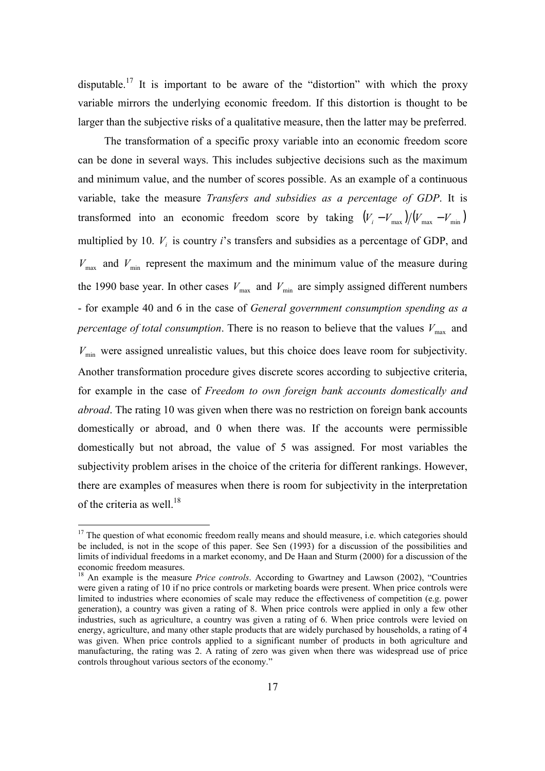disputable.[17] It is important to be aware of the "distortion" with which the proxy variable mirrors the underlying economic freedom. If this distortion is thought to be larger than the subjective risks of a qualitative measure, then the latter may be preferred.

The transformation of a specific proxy variable into an economic freedom score can be done in several ways. This includes subjective decisions such as the maximum and minimum value, and the number of scores possible. As an example of a continuous variable, take the measure *Transfers and subsidies as a percentage of GDP*. It is transformed into an economic freedom score by taking $(V_i - V_{\max})/(V_{\max} - V_{\min})$ multiplied by 10. $V_i$ is country *i*'s transfers and subsidies as a percentage of GDP, and $V_{\max}$ and $V_{\min}$ represent the maximum and the minimum value of the measure during the 1990 base year. In other cases $V_{\max}$ and $V_{\min}$ are simply assigned different numbers - for example 40 and 6 in the case of *General government consumption spending as a percentage of total consumption*. There is no reason to believe that the values $V_{\max}$ and $V_{\min}$ were assigned unrealistic values, but this choice does leave room for subjectivity. Another transformation procedure gives discrete scores according to subjective criteria, for example in the case of *Freedom to own foreign bank accounts domestically and abroad*. The rating 10 was given when there was no restriction on foreign bank accounts domestically or abroad, and 0 when there was. If the accounts were permissible domestically but not abroad, the value of 5 was assigned. For most variables the subjectivity problem arises in the choice of the criteria for different rankings. However, there are examples of measures when there is room for subjectivity in the interpretation of the criteria as well.[18]

---

[17] The question of what economic freedom really means and should measure, i.e. which categories should be included, is not in the scope of this paper. See Sen (1993) for a discussion of the possibilities and limits of individual freedoms in a market economy, and De Haan and Sturm (2000) for a discussion of the economic freedom measures.

[18] An example is the measure *Price controls*. According to Gwartney and Lawson (2002), "Countries were given a rating of 10 if no price controls or marketing boards were present. When price controls were limited to industries where economies of scale may reduce the effectiveness of competition (e.g. power generation), a country was given a rating of 8. When price controls were applied in only a few other industries, such as agriculture, a country was given a rating of 6. When price controls were levied on energy, agriculture, and many other staple products that are widely purchased by households, a rating of 4 was given. When price controls applied to a significant number of products in both agriculture and manufacturing, the rating was 2. A rating of zero was given when there was widespread use of price controls throughout various sectors of the economy."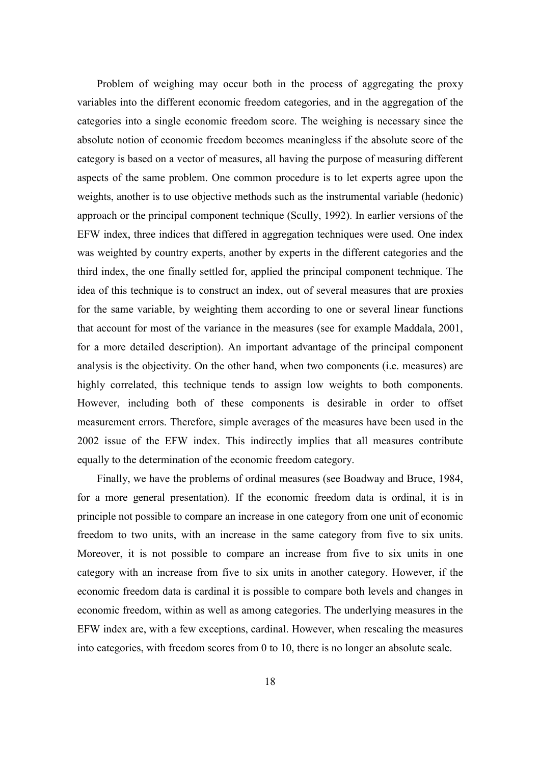Problem of weighing may occur both in the process of aggregating the proxy variables into the different economic freedom categories, and in the aggregation of the categories into a single economic freedom score. The weighing is necessary since the absolute notion of economic freedom becomes meaningless if the absolute score of the category is based on a vector of measures, all having the purpose of measuring different aspects of the same problem. One common procedure is to let experts agree upon the weights, another is to use objective methods such as the instrumental variable (hedonic) approach or the principal component technique (Scully, 1992). In earlier versions of the EFW index, three indices that differed in aggregation techniques were used. One index was weighted by country experts, another by experts in the different categories and the third index, the one finally settled for, applied the principal component technique. The idea of this technique is to construct an index, out of several measures that are proxies for the same variable, by weighting them according to one or several linear functions that account for most of the variance in the measures (see for example Maddala, 2001, for a more detailed description). An important advantage of the principal component analysis is the objectivity. On the other hand, when two components (i.e. measures) are highly correlated, this technique tends to assign low weights to both components. However, including both of these components is desirable in order to offset measurement errors. Therefore, simple averages of the measures have been used in the 2002 issue of the EFW index. This indirectly implies that all measures contribute equally to the determination of the economic freedom category.

Finally, we have the problems of ordinal measures (see Boadway and Bruce, 1984, for a more general presentation). If the economic freedom data is ordinal, it is in principle not possible to compare an increase in one category from one unit of economic freedom to two units, with an increase in the same category from five to six units. Moreover, it is not possible to compare an increase from five to six units in one category with an increase from five to six units in another category. However, if the economic freedom data is cardinal it is possible to compare both levels and changes in economic freedom, within as well as among categories. The underlying measures in the EFW index are, with a few exceptions, cardinal. However, when rescaling the measures into categories, with freedom scores from 0 to 10, there is no longer an absolute scale.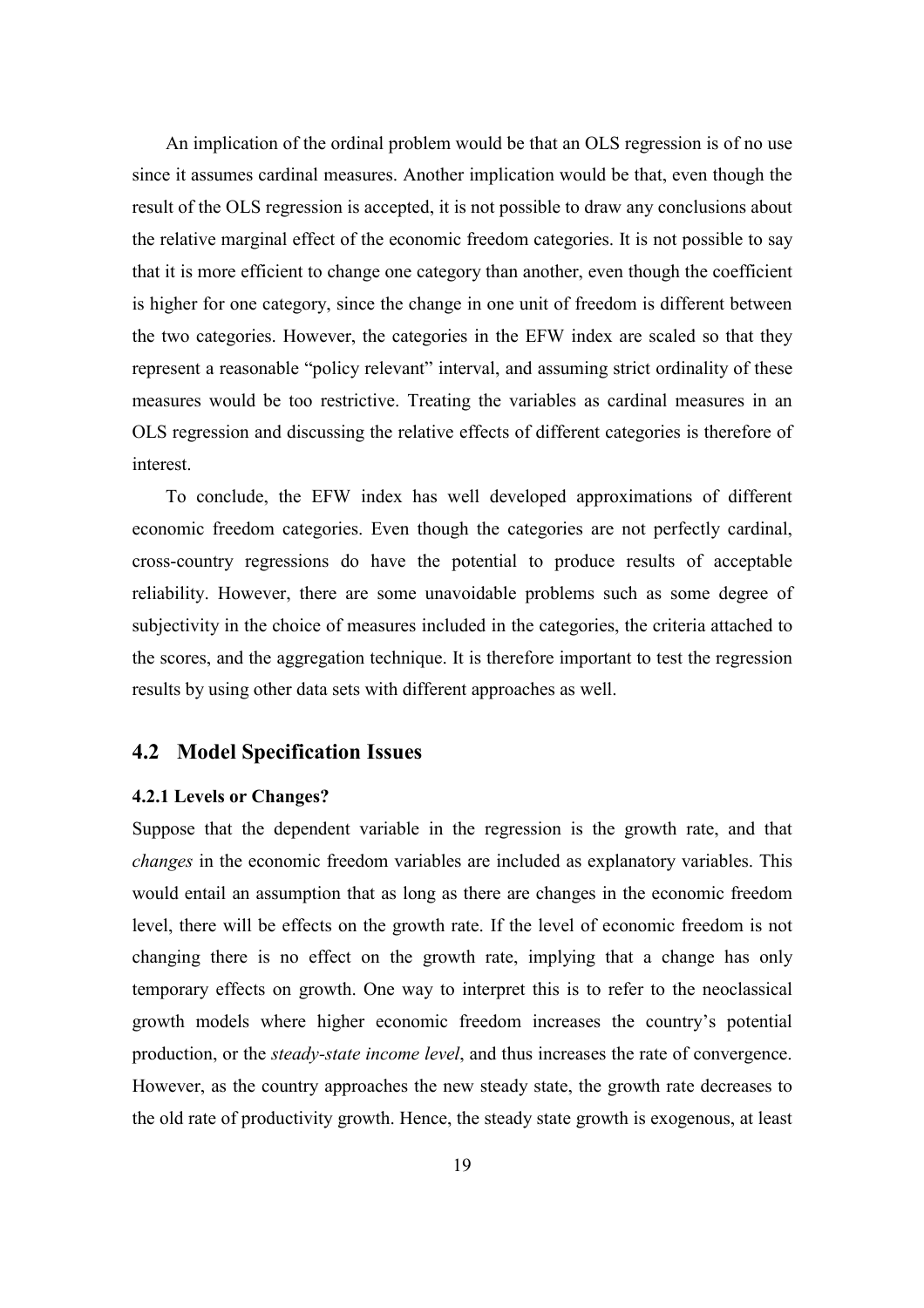An implication of the ordinal problem would be that an OLS regression is of no use since it assumes cardinal measures. Another implication would be that, even though the result of the OLS regression is accepted, it is not possible to draw any conclusions about the relative marginal effect of the economic freedom categories. It is not possible to say that it is more efficient to change one category than another, even though the coefficient is higher for one category, since the change in one unit of freedom is different between the two categories. However, the categories in the EFW index are scaled so that they represent a reasonable "policy relevant" interval, and assuming strict ordinality of these measures would be too restrictive. Treating the variables as cardinal measures in an OLS regression and discussing the relative effects of different categories is therefore of interest.

To conclude, the EFW index has well developed approximations of different economic freedom categories. Even though the categories are not perfectly cardinal, cross-country regressions do have the potential to produce results of acceptable reliability. However, there are some unavoidable problems such as some degree of subjectivity in the choice of measures included in the categories, the criteria attached to the scores, and the aggregation technique. It is therefore important to test the regression results by using other data sets with different approaches as well.

## 4.2 Model Specification Issues

### 4.2.1 Levels or Changes?

Suppose that the dependent variable in the regression is the growth rate, and that *changes* in the economic freedom variables are included as explanatory variables. This would entail an assumption that as long as there are changes in the economic freedom level, there will be effects on the growth rate. If the level of economic freedom is not changing there is no effect on the growth rate, implying that a change has only temporary effects on growth. One way to interpret this is to refer to the neoclassical growth models where higher economic freedom increases the country's potential production, or the *steady-state income level*, and thus increases the rate of convergence. However, as the country approaches the new steady state, the growth rate decreases to the old rate of productivity growth. Hence, the steady state growth is exogenous, at least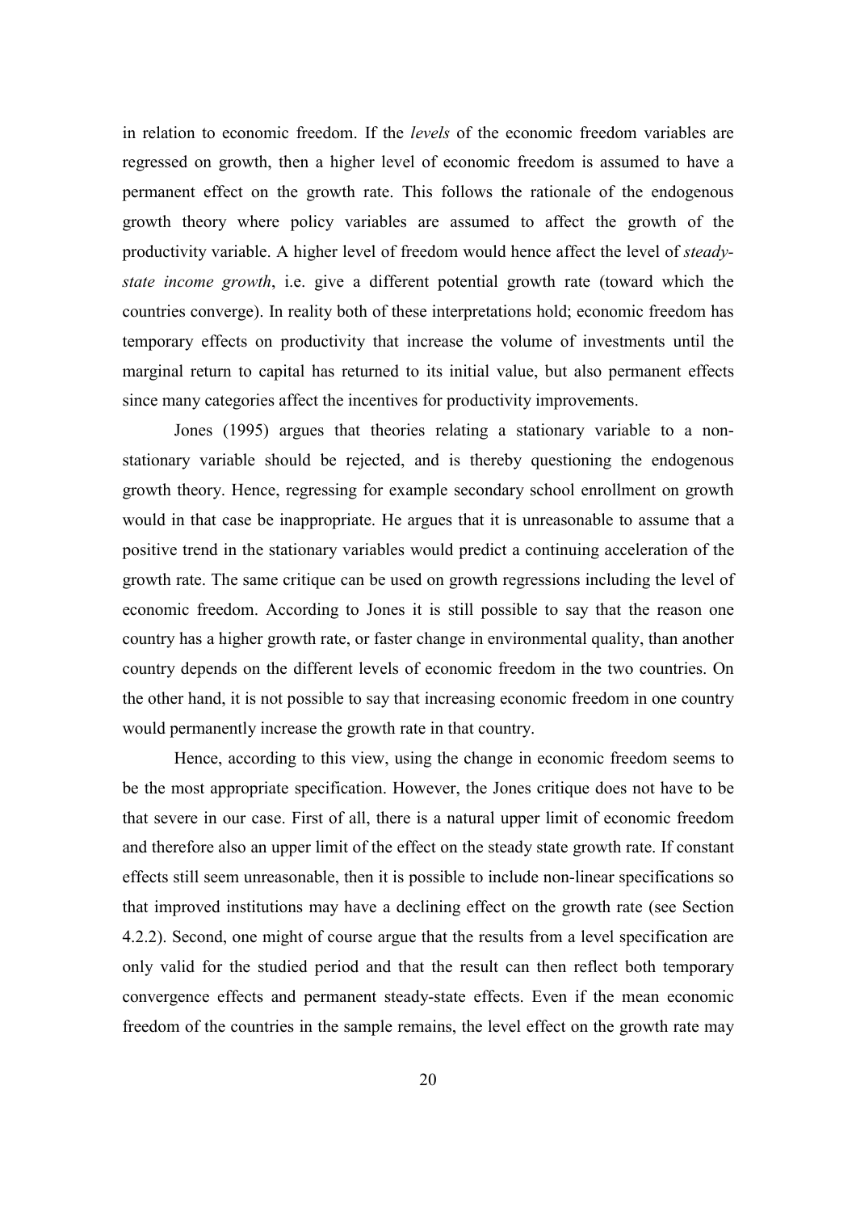in relation to economic freedom. If the *levels* of the economic freedom variables are regressed on growth, then a higher level of economic freedom is assumed to have a permanent effect on the growth rate. This follows the rationale of the endogenous growth theory where policy variables are assumed to affect the growth of the productivity variable. A higher level of freedom would hence affect the level of *steady-state income growth*, i.e. give a different potential growth rate (toward which the countries converge). In reality both of these interpretations hold; economic freedom has temporary effects on productivity that increase the volume of investments until the marginal return to capital has returned to its initial value, but also permanent effects since many categories affect the incentives for productivity improvements.

Jones (1995) argues that theories relating a stationary variable to a non-stationary variable should be rejected, and is thereby questioning the endogenous growth theory. Hence, regressing for example secondary school enrollment on growth would in that case be inappropriate. He argues that it is unreasonable to assume that a positive trend in the stationary variables would predict a continuing acceleration of the growth rate. The same critique can be used on growth regressions including the level of economic freedom. According to Jones it is still possible to say that the reason one country has a higher growth rate, or faster change in environmental quality, than another country depends on the different levels of economic freedom in the two countries. On the other hand, it is not possible to say that increasing economic freedom in one country would permanently increase the growth rate in that country.

Hence, according to this view, using the change in economic freedom seems to be the most appropriate specification. However, the Jones critique does not have to be that severe in our case. First of all, there is a natural upper limit of economic freedom and therefore also an upper limit of the effect on the steady state growth rate. If constant effects still seem unreasonable, then it is possible to include non-linear specifications so that improved institutions may have a declining effect on the growth rate (see Section 4.2.2). Second, one might of course argue that the results from a level specification are only valid for the studied period and that the result can then reflect both temporary convergence effects and permanent steady-state effects. Even if the mean economic freedom of the countries in the sample remains, the level effect on the growth rate may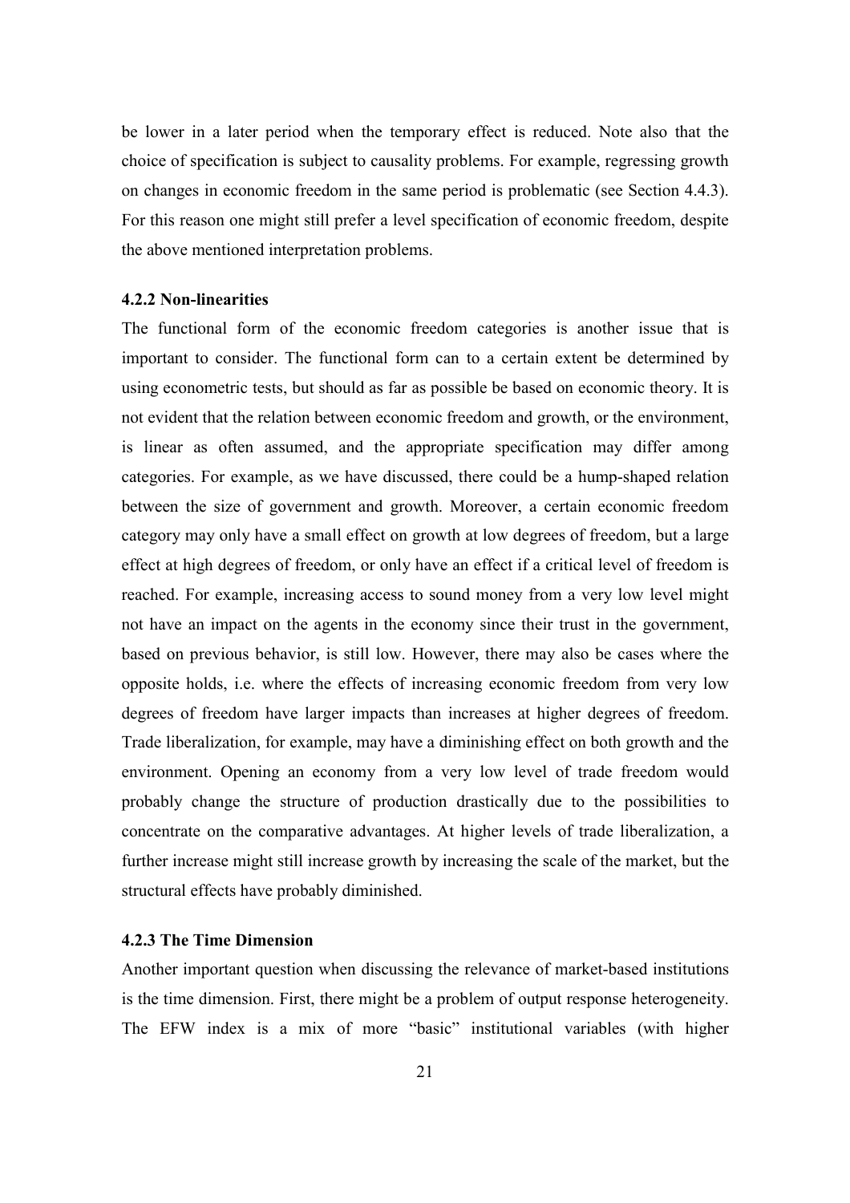be lower in a later period when the temporary effect is reduced. Note also that the choice of specification is subject to causality problems. For example, regressing growth on changes in economic freedom in the same period is problematic (see Section 4.4.3). For this reason one might still prefer a level specification of economic freedom, despite the above mentioned interpretation problems.

### 4.2.2 Non-linearities

The functional form of the economic freedom categories is another issue that is important to consider. The functional form can to a certain extent be determined by using econometric tests, but should as far as possible be based on economic theory. It is not evident that the relation between economic freedom and growth, or the environment, is linear as often assumed, and the appropriate specification may differ among categories. For example, as we have discussed, there could be a hump-shaped relation between the size of government and growth. Moreover, a certain economic freedom category may only have a small effect on growth at low degrees of freedom, but a large effect at high degrees of freedom, or only have an effect if a critical level of freedom is reached. For example, increasing access to sound money from a very low level might not have an impact on the agents in the economy since their trust in the government, based on previous behavior, is still low. However, there may also be cases where the opposite holds, i.e. where the effects of increasing economic freedom from very low degrees of freedom have larger impacts than increases at higher degrees of freedom. Trade liberalization, for example, may have a diminishing effect on both growth and the environment. Opening an economy from a very low level of trade freedom would probably change the structure of production drastically due to the possibilities to concentrate on the comparative advantages. At higher levels of trade liberalization, a further increase might still increase growth by increasing the scale of the market, but the structural effects have probably diminished.

### 4.2.3 The Time Dimension

Another important question when discussing the relevance of market-based institutions is the time dimension. First, there might be a problem of output response heterogeneity. The EFW index is a mix of more "basic" institutional variables (with higher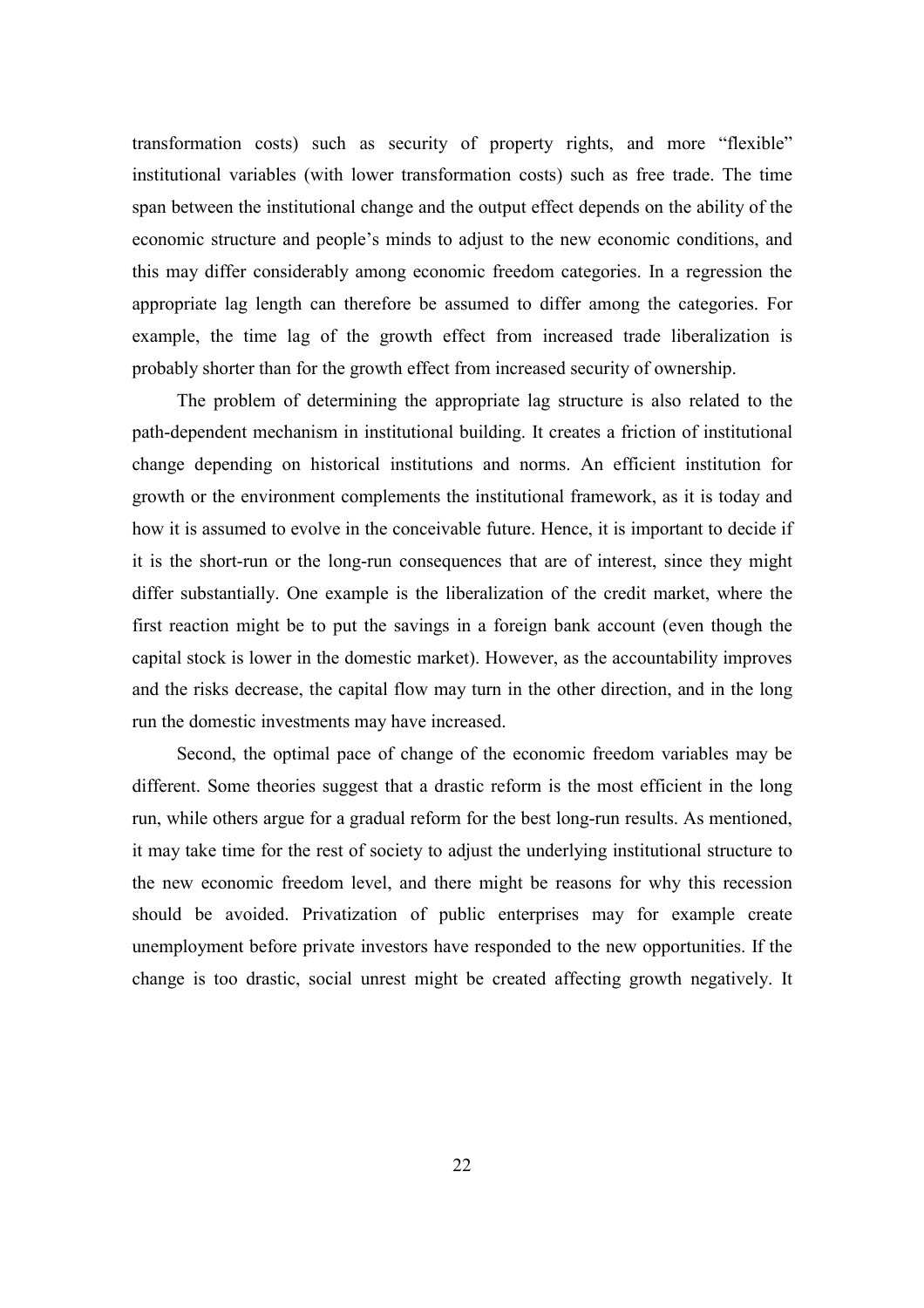transformation costs) such as security of property rights, and more "flexible" institutional variables (with lower transformation costs) such as free trade. The time span between the institutional change and the output effect depends on the ability of the economic structure and people's minds to adjust to the new economic conditions, and this may differ considerably among economic freedom categories. In a regression the appropriate lag length can therefore be assumed to differ among the categories. For example, the time lag of the growth effect from increased trade liberalization is probably shorter than for the growth effect from increased security of ownership.

The problem of determining the appropriate lag structure is also related to the path-dependent mechanism in institutional building. It creates a friction of institutional change depending on historical institutions and norms. An efficient institution for growth or the environment complements the institutional framework, as it is today and how it is assumed to evolve in the conceivable future. Hence, it is important to decide if it is the short-run or the long-run consequences that are of interest, since they might differ substantially. One example is the liberalization of the credit market, where the first reaction might be to put the savings in a foreign bank account (even though the capital stock is lower in the domestic market). However, as the accountability improves and the risks decrease, the capital flow may turn in the other direction, and in the long run the domestic investments may have increased.

Second, the optimal pace of change of the economic freedom variables may be different. Some theories suggest that a drastic reform is the most efficient in the long run, while others argue for a gradual reform for the best long-run results. As mentioned, it may take time for the rest of society to adjust the underlying institutional structure to the new economic freedom level, and there might be reasons for why this recession should be avoided. Privatization of public enterprises may for example create unemployment before private investors have responded to the new opportunities. If the change is too drastic, social unrest might be created affecting growth negatively. It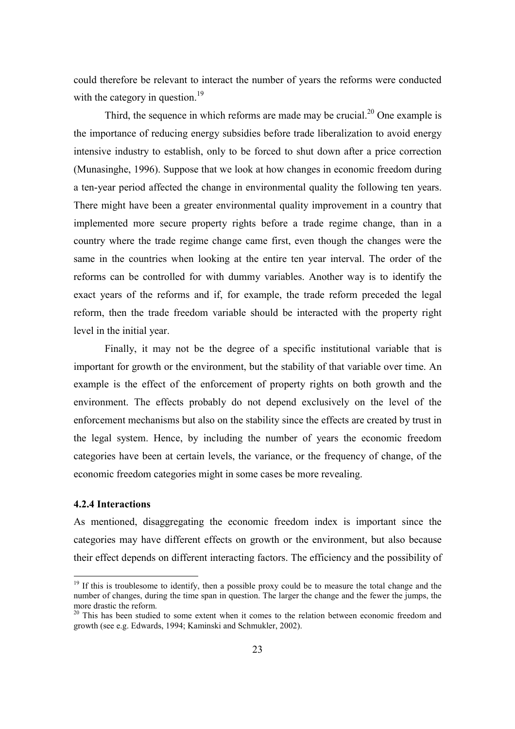could therefore be relevant to interact the number of years the reforms were conducted with the category in question.[19]

Third, the sequence in which reforms are made may be crucial.[20] One example is the importance of reducing energy subsidies before trade liberalization to avoid energy intensive industry to establish, only to be forced to shut down after a price correction (Munasinghe, 1996). Suppose that we look at how changes in economic freedom during a ten-year period affected the change in environmental quality the following ten years. There might have been a greater environmental quality improvement in a country that implemented more secure property rights before a trade regime change, than in a country where the trade regime change came first, even though the changes were the same in the countries when looking at the entire ten year interval. The order of the reforms can be controlled for with dummy variables. Another way is to identify the exact years of the reforms and if, for example, the trade reform preceded the legal reform, then the trade freedom variable should be interacted with the property right level in the initial year.

Finally, it may not be the degree of a specific institutional variable that is important for growth or the environment, but the stability of that variable over time. An example is the effect of the enforcement of property rights on both growth and the environment. The effects probably do not depend exclusively on the level of the enforcement mechanisms but also on the stability since the effects are created by trust in the legal system. Hence, by including the number of years the economic freedom categories have been at certain levels, the variance, or the frequency of change, of the economic freedom categories might in some cases be more revealing.

### 4.2.4 Interactions

As mentioned, disaggregating the economic freedom index is important since the categories may have different effects on growth or the environment, but also because their effect depends on different interacting factors. The efficiency and the possibility of

---

[19] If this is troublesome to identify, then a possible proxy could be to measure the total change and the number of changes, during the time span in question. The larger the change and the fewer the jumps, the more drastic the reform.

[20] This has been studied to some extent when it comes to the relation between economic freedom and growth (see e.g. Edwards, 1994; Kaminski and Schmukler, 2002).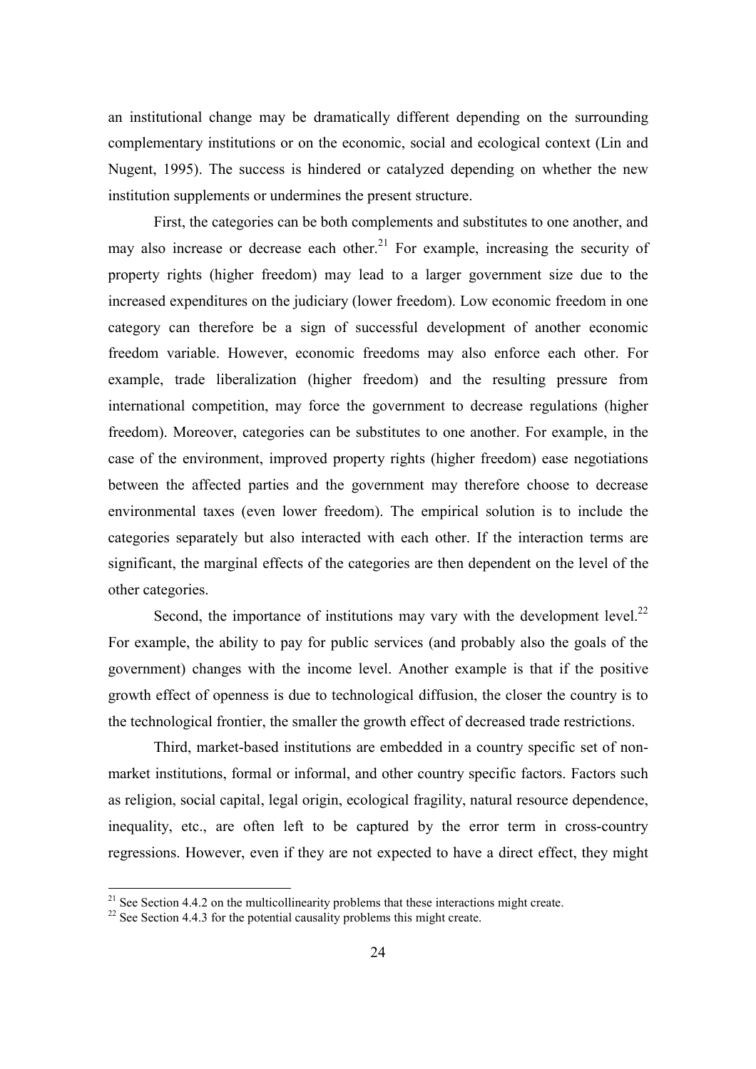an institutional change may be dramatically different depending on the surrounding complementary institutions or on the economic, social and ecological context (Lin and Nugent, 1995). The success is hindered or catalyzed depending on whether the new institution supplements or undermines the present structure.

First, the categories can be both complements and substitutes to one another, and may also increase or decrease each other.[21] For example, increasing the security of property rights (higher freedom) may lead to a larger government size due to the increased expenditures on the judiciary (lower freedom). Low economic freedom in one category can therefore be a sign of successful development of another economic freedom variable. However, economic freedoms may also enforce each other. For example, trade liberalization (higher freedom) and the resulting pressure from international competition, may force the government to decrease regulations (higher freedom). Moreover, categories can be substitutes to one another. For example, in the case of the environment, improved property rights (higher freedom) ease negotiations between the affected parties and the government may therefore choose to decrease environmental taxes (even lower freedom). The empirical solution is to include the categories separately but also interacted with each other. If the interaction terms are significant, the marginal effects of the categories are then dependent on the level of the other categories.

Second, the importance of institutions may vary with the development level.[22] For example, the ability to pay for public services (and probably also the goals of the government) changes with the income level. Another example is that if the positive growth effect of openness is due to technological diffusion, the closer the country is to the technological frontier, the smaller the growth effect of decreased trade restrictions.

Third, market-based institutions are embedded in a country specific set of non-market institutions, formal or informal, and other country specific factors. Factors such as religion, social capital, legal origin, ecological fragility, natural resource dependence, inequality, etc., are often left to be captured by the error term in cross-country regressions. However, even if they are not expected to have a direct effect, they might

[21] See Section 4.4.2 on the multicollinearity problems that these interactions might create.

[22] See Section 4.4.3 for the potential causality problems this might create.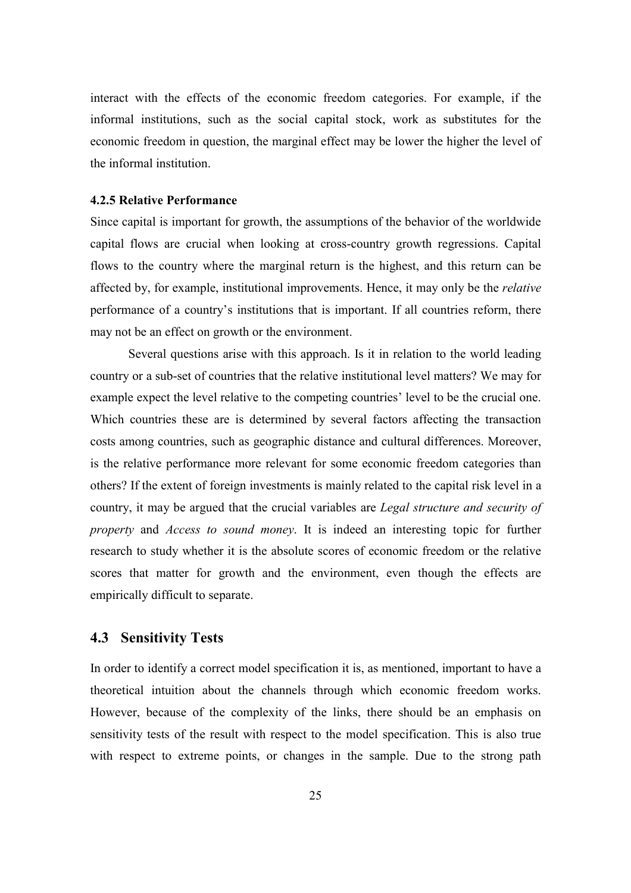interact with the effects of the economic freedom categories. For example, if the informal institutions, such as the social capital stock, work as substitutes for the economic freedom in question, the marginal effect may be lower the higher the level of the informal institution.

### 4.2.5 Relative Performance

Since capital is important for growth, the assumptions of the behavior of the worldwide capital flows are crucial when looking at cross-country growth regressions. Capital flows to the country where the marginal return is the highest, and this return can be affected by, for example, institutional improvements. Hence, it may only be the *relative* performance of a country's institutions that is important. If all countries reform, there may not be an effect on growth or the environment.

Several questions arise with this approach. Is it in relation to the world leading country or a sub-set of countries that the relative institutional level matters? We may for example expect the level relative to the competing countries' level to be the crucial one. Which countries these are is determined by several factors affecting the transaction costs among countries, such as geographic distance and cultural differences. Moreover, is the relative performance more relevant for some economic freedom categories than others? If the extent of foreign investments is mainly related to the capital risk level in a country, it may be argued that the crucial variables are *Legal structure and security of property* and *Access to sound money*. It is indeed an interesting topic for further research to study whether it is the absolute scores of economic freedom or the relative scores that matter for growth and the environment, even though the effects are empirically difficult to separate.

## 4.3 Sensitivity Tests

In order to identify a correct model specification it is, as mentioned, important to have a theoretical intuition about the channels through which economic freedom works. However, because of the complexity of the links, there should be an emphasis on sensitivity tests of the result with respect to the model specification. This is also true with respect to extreme points, or changes in the sample. Due to the strong path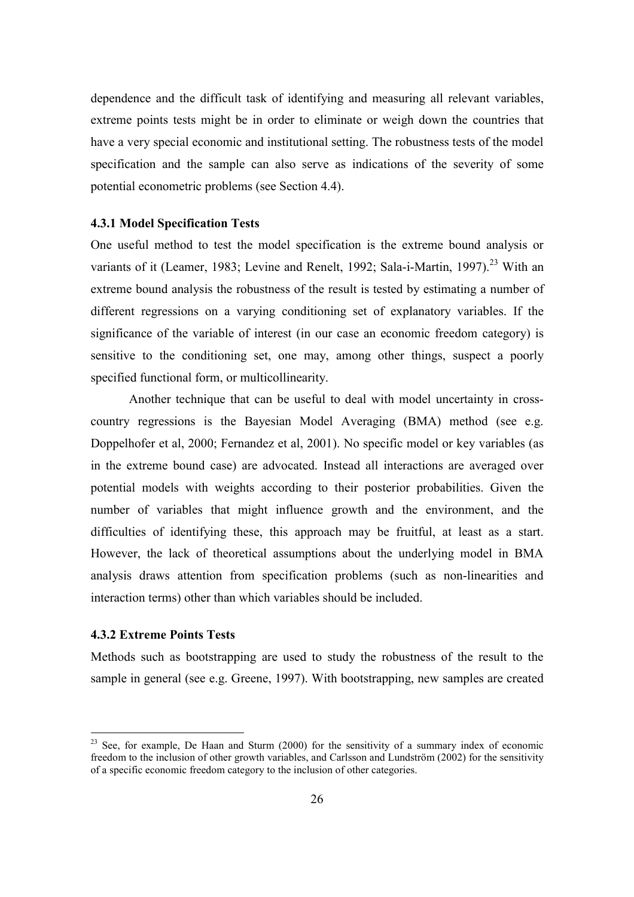dependence and the difficult task of identifying and measuring all relevant variables, extreme points tests might be in order to eliminate or weigh down the countries that have a very special economic and institutional setting. The robustness tests of the model specification and the sample can also serve as indications of the severity of some potential econometric problems (see Section 4.4).

### 4.3.1 Model Specification Tests

One useful method to test the model specification is the extreme bound analysis or variants of it (Leamer, 1983; Levine and Renelt, 1992; Sala-i-Martin, 1997).[23] With an extreme bound analysis the robustness of the result is tested by estimating a number of different regressions on a varying conditioning set of explanatory variables. If the significance of the variable of interest (in our case an economic freedom category) is sensitive to the conditioning set, one may, among other things, suspect a poorly specified functional form, or multicollinearity.

Another technique that can be useful to deal with model uncertainty in cross-country regressions is the Bayesian Model Averaging (BMA) method (see e.g. Doppelhofer et al, 2000; Fernandez et al, 2001). No specific model or key variables (as in the extreme bound case) are advocated. Instead all interactions are averaged over potential models with weights according to their posterior probabilities. Given the number of variables that might influence growth and the environment, and the difficulties of identifying these, this approach may be fruitful, at least as a start. However, the lack of theoretical assumptions about the underlying model in BMA analysis draws attention from specification problems (such as non-linearities and interaction terms) other than which variables should be included.

### 4.3.2 Extreme Points Tests

Methods such as bootstrapping are used to study the robustness of the result to the sample in general (see e.g. Greene, 1997). With bootstrapping, new samples are created

---

[23] See, for example, De Haan and Sturm (2000) for the sensitivity of a summary index of economic freedom to the inclusion of other growth variables, and Carlsson and Lundström (2002) for the sensitivity of a specific economic freedom category to the inclusion of other categories.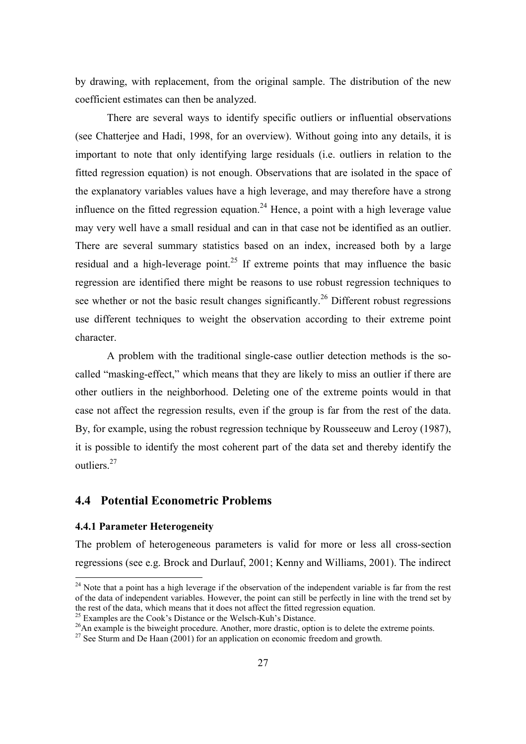by drawing, with replacement, from the original sample. The distribution of the new coefficient estimates can then be analyzed.

There are several ways to identify specific outliers or influential observations (see Chatterjee and Hadi, 1998, for an overview). Without going into any details, it is important to note that only identifying large residuals (i.e. outliers in relation to the fitted regression equation) is not enough. Observations that are isolated in the space of the explanatory variables values have a high leverage, and may therefore have a strong influence on the fitted regression equation.[24] Hence, a point with a high leverage value may very well have a small residual and can in that case not be identified as an outlier. There are several summary statistics based on an index, increased both by a large residual and a high-leverage point.[25] If extreme points that may influence the basic regression are identified there might be reasons to use robust regression techniques to see whether or not the basic result changes significantly.[26] Different robust regressions use different techniques to weight the observation according to their extreme point character.

A problem with the traditional single-case outlier detection methods is the so-called "masking-effect," which means that they are likely to miss an outlier if there are other outliers in the neighborhood. Deleting one of the extreme points would in that case not affect the regression results, even if the group is far from the rest of the data. By, for example, using the robust regression technique by Rousseeuw and Leroy (1987), it is possible to identify the most coherent part of the data set and thereby identify the outliers.[27]

## 4.4 Potential Econometric Problems

### 4.4.1 Parameter Heterogeneity

The problem of heterogeneous parameters is valid for more or less all cross-section regressions (see e.g. Brock and Durlauf, 2001; Kenny and Williams, 2001). The indirect

---

[24] Note that a point has a high leverage if the observation of the independent variable is far from the rest of the data of independent variables. However, the point can still be perfectly in line with the trend set by the rest of the data, which means that it does not affect the fitted regression equation.

[25] Examples are the Cook's Distance or the Welsch-Kuh's Distance.

[26] An example is the biweight procedure. Another, more drastic, option is to delete the extreme points.

[27] See Sturm and De Haan (2001) for an application on economic freedom and growth.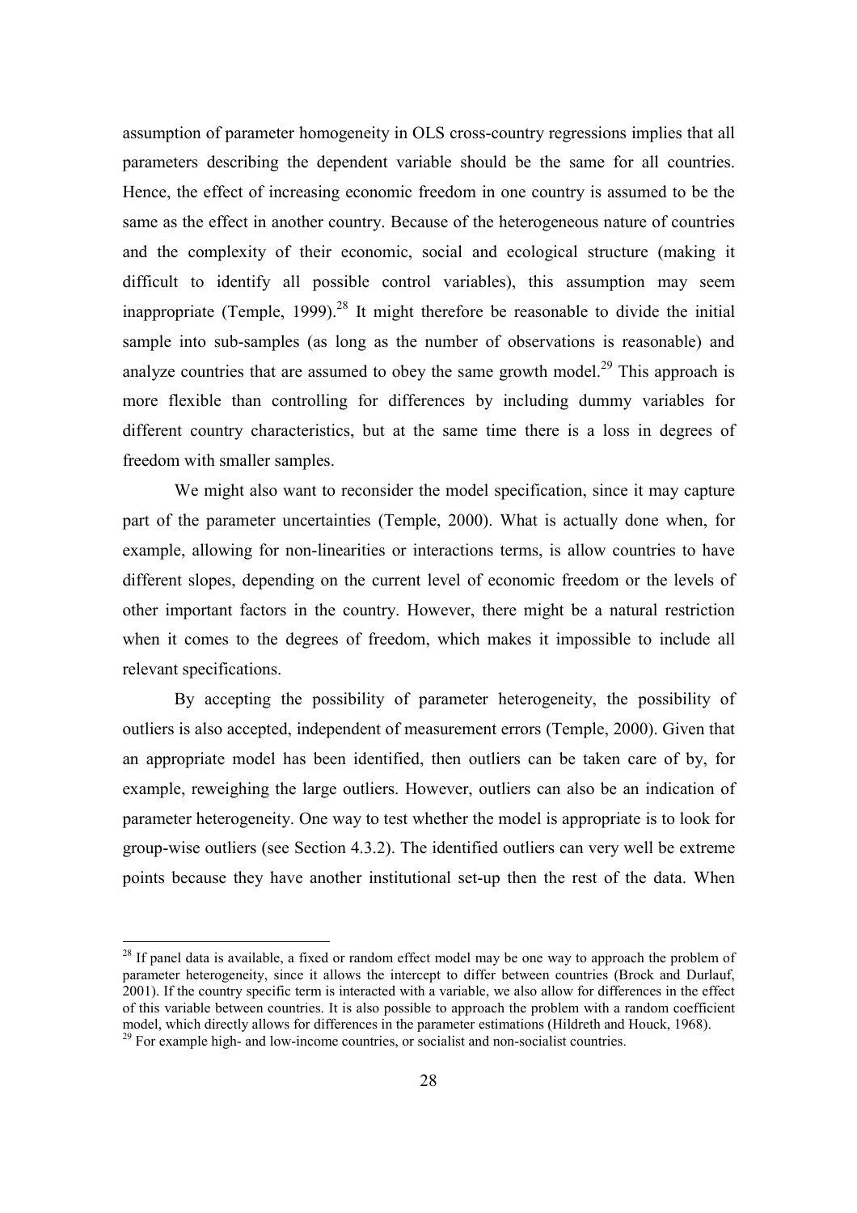assumption of parameter homogeneity in OLS cross-country regressions implies that all parameters describing the dependent variable should be the same for all countries. Hence, the effect of increasing economic freedom in one country is assumed to be the same as the effect in another country. Because of the heterogeneous nature of countries and the complexity of their economic, social and ecological structure (making it difficult to identify all possible control variables), this assumption may seem inappropriate (Temple, 1999).[28] It might therefore be reasonable to divide the initial sample into sub-samples (as long as the number of observations is reasonable) and analyze countries that are assumed to obey the same growth model.[29] This approach is more flexible than controlling for differences by including dummy variables for different country characteristics, but at the same time there is a loss in degrees of freedom with smaller samples.

We might also want to reconsider the model specification, since it may capture part of the parameter uncertainties (Temple, 2000). What is actually done when, for example, allowing for non-linearities or interactions terms, is allow countries to have different slopes, depending on the current level of economic freedom or the levels of other important factors in the country. However, there might be a natural restriction when it comes to the degrees of freedom, which makes it impossible to include all relevant specifications.

By accepting the possibility of parameter heterogeneity, the possibility of outliers is also accepted, independent of measurement errors (Temple, 2000). Given that an appropriate model has been identified, then outliers can be taken care of by, for example, reweighing the large outliers. However, outliers can also be an indication of parameter heterogeneity. One way to test whether the model is appropriate is to look for group-wise outliers (see Section 4.3.2). The identified outliers can very well be extreme points because they have another institutional set-up then the rest of the data. When

---

[28] If panel data is available, a fixed or random effect model may be one way to approach the problem of parameter heterogeneity, since it allows the intercept to differ between countries (Brock and Durlauf, 2001). If the country specific term is interacted with a variable, we also allow for differences in the effect of this variable between countries. It is also possible to approach the problem with a random coefficient model, which directly allows for differences in the parameter estimations (Hildreth and Houck, 1968).

[29] For example high- and low-income countries, or socialist and non-socialist countries.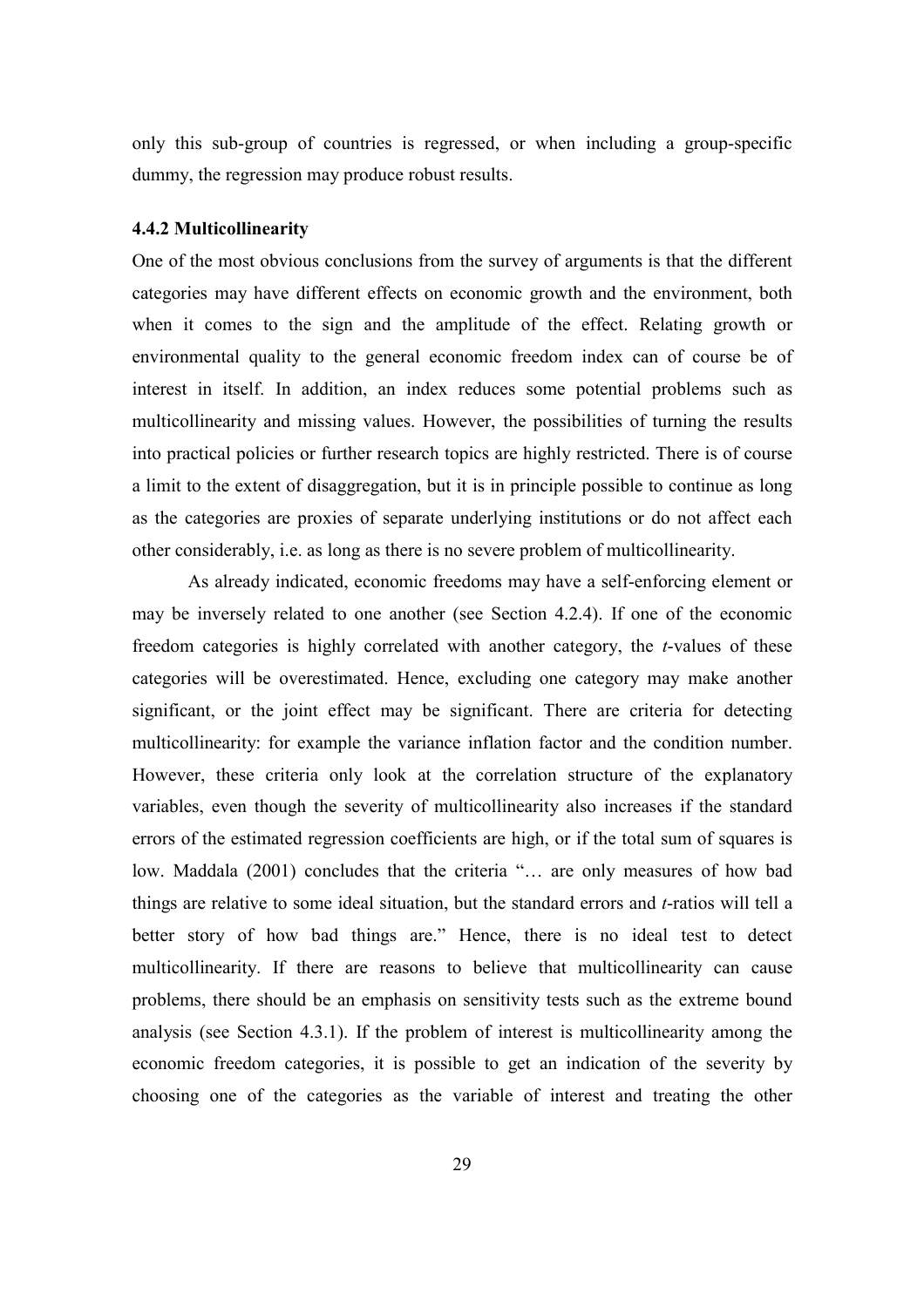only this sub-group of countries is regressed, or when including a group-specific dummy, the regression may produce robust results.

### 4.4.2 Multicollinearity

One of the most obvious conclusions from the survey of arguments is that the different categories may have different effects on economic growth and the environment, both when it comes to the sign and the amplitude of the effect. Relating growth or environmental quality to the general economic freedom index can of course be of interest in itself. In addition, an index reduces some potential problems such as multicollinearity and missing values. However, the possibilities of turning the results into practical policies or further research topics are highly restricted. There is of course a limit to the extent of disaggregation, but it is in principle possible to continue as long as the categories are proxies of separate underlying institutions or do not affect each other considerably, i.e. as long as there is no severe problem of multicollinearity.

As already indicated, economic freedoms may have a self-enforcing element or may be inversely related to one another (see Section 4.2.4). If one of the economic freedom categories is highly correlated with another category, the *t*-values of these categories will be overestimated. Hence, excluding one category may make another significant, or the joint effect may be significant. There are criteria for detecting multicollinearity: for example the variance inflation factor and the condition number. However, these criteria only look at the correlation structure of the explanatory variables, even though the severity of multicollinearity also increases if the standard errors of the estimated regression coefficients are high, or if the total sum of squares is low. Maddala (2001) concludes that the criteria "… are only measures of how bad things are relative to some ideal situation, but the standard errors and *t*-ratios will tell a better story of how bad things are." Hence, there is no ideal test to detect multicollinearity. If there are reasons to believe that multicollinearity can cause problems, there should be an emphasis on sensitivity tests such as the extreme bound analysis (see Section 4.3.1). If the problem of interest is multicollinearity among the economic freedom categories, it is possible to get an indication of the severity by choosing one of the categories as the variable of interest and treating the other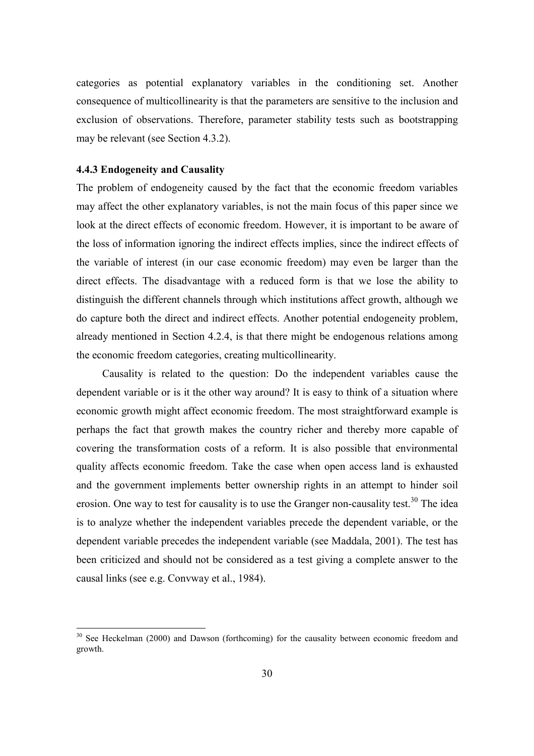categories as potential explanatory variables in the conditioning set. Another consequence of multicollinearity is that the parameters are sensitive to the inclusion and exclusion of observations. Therefore, parameter stability tests such as bootstrapping may be relevant (see Section 4.3.2).

### 4.4.3 Endogeneity and Causality

The problem of endogeneity caused by the fact that the economic freedom variables may affect the other explanatory variables, is not the main focus of this paper since we look at the direct effects of economic freedom. However, it is important to be aware of the loss of information ignoring the indirect effects implies, since the indirect effects of the variable of interest (in our case economic freedom) may even be larger than the direct effects. The disadvantage with a reduced form is that we lose the ability to distinguish the different channels through which institutions affect growth, although we do capture both the direct and indirect effects. Another potential endogeneity problem, already mentioned in Section 4.2.4, is that there might be endogenous relations among the economic freedom categories, creating multicollinearity.

Causality is related to the question: Do the independent variables cause the dependent variable or is it the other way around? It is easy to think of a situation where economic growth might affect economic freedom. The most straightforward example is perhaps the fact that growth makes the country richer and thereby more capable of covering the transformation costs of a reform. It is also possible that environmental quality affects economic freedom. Take the case when open access land is exhausted and the government implements better ownership rights in an attempt to hinder soil erosion. One way to test for causality is to use the Granger non-causality test.[30] The idea is to analyze whether the independent variables precede the dependent variable, or the dependent variable precedes the independent variable (see Maddala, 2001). The test has been criticized and should not be considered as a test giving a complete answer to the causal links (see e.g. Convway et al., 1984).

---

[30] See Heckelman (2000) and Dawson (forthcoming) for the causality between economic freedom and growth.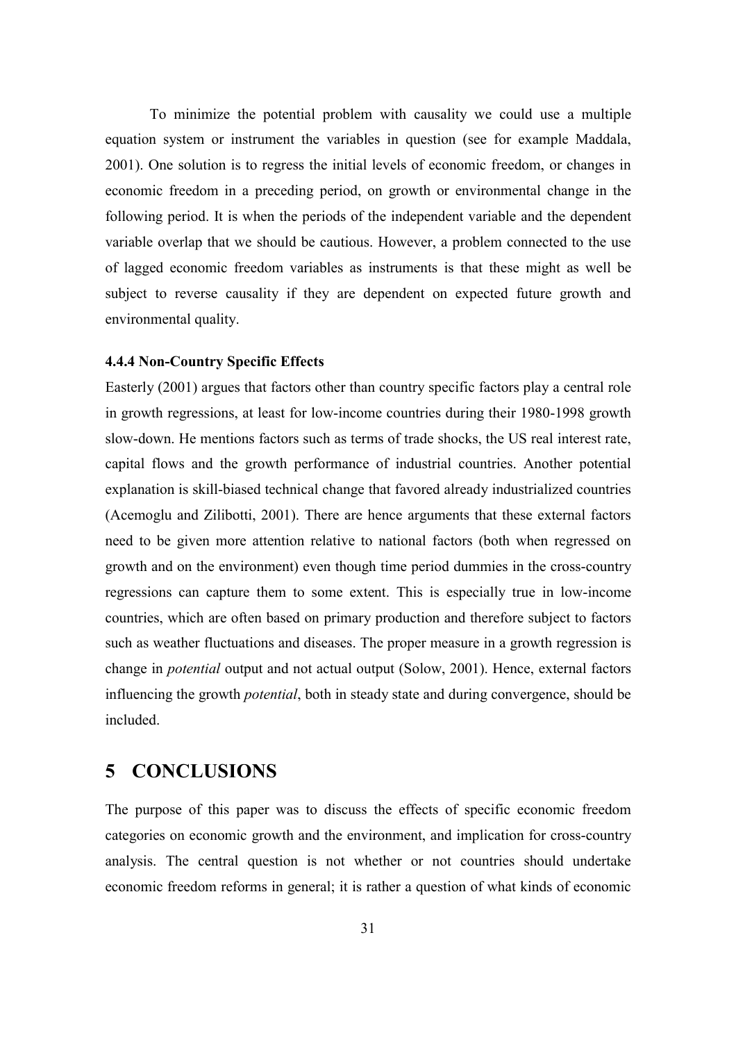To minimize the potential problem with causality we could use a multiple equation system or instrument the variables in question (see for example Maddala, 2001). One solution is to regress the initial levels of economic freedom, or changes in economic freedom in a preceding period, on growth or environmental change in the following period. It is when the periods of the independent variable and the dependent variable overlap that we should be cautious. However, a problem connected to the use of lagged economic freedom variables as instruments is that these might as well be subject to reverse causality if they are dependent on expected future growth and environmental quality.

#### 4.4.4 Non-Country Specific Effects

Easterly (2001) argues that factors other than country specific factors play a central role in growth regressions, at least for low-income countries during their 1980-1998 growth slow-down. He mentions factors such as terms of trade shocks, the US real interest rate, capital flows and the growth performance of industrial countries. Another potential explanation is skill-biased technical change that favored already industrialized countries (Acemoglu and Zilibotti, 2001). There are hence arguments that these external factors need to be given more attention relative to national factors (both when regressed on growth and on the environment) even though time period dummies in the cross-country regressions can capture them to some extent. This is especially true in low-income countries, which are often based on primary production and therefore subject to factors such as weather fluctuations and diseases. The proper measure in a growth regression is change in *potential* output and not actual output (Solow, 2001). Hence, external factors influencing the growth *potential*, both in steady state and during convergence, should be included.

# 5 CONCLUSIONS

The purpose of this paper was to discuss the effects of specific economic freedom categories on economic growth and the environment, and implication for cross-country analysis. The central question is not whether or not countries should undertake economic freedom reforms in general; it is rather a question of what kinds of economic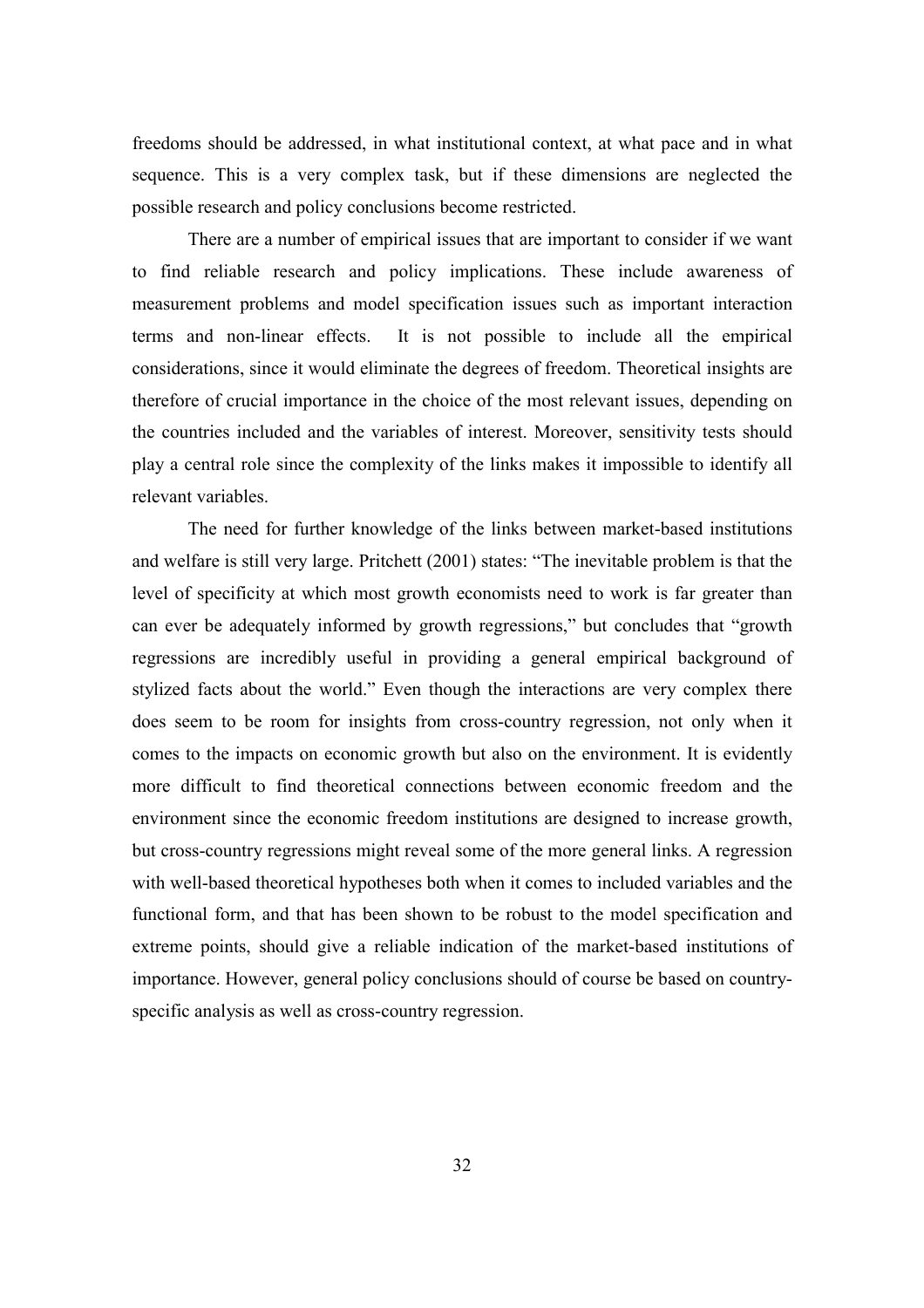freedoms should be addressed, in what institutional context, at what pace and in what sequence. This is a very complex task, but if these dimensions are neglected the possible research and policy conclusions become restricted.

There are a number of empirical issues that are important to consider if we want to find reliable research and policy implications. These include awareness of measurement problems and model specification issues such as important interaction terms and non-linear effects. It is not possible to include all the empirical considerations, since it would eliminate the degrees of freedom. Theoretical insights are therefore of crucial importance in the choice of the most relevant issues, depending on the countries included and the variables of interest. Moreover, sensitivity tests should play a central role since the complexity of the links makes it impossible to identify all relevant variables.

The need for further knowledge of the links between market-based institutions and welfare is still very large. Pritchett (2001) states: "The inevitable problem is that the level of specificity at which most growth economists need to work is far greater than can ever be adequately informed by growth regressions," but concludes that "growth regressions are incredibly useful in providing a general empirical background of stylized facts about the world." Even though the interactions are very complex there does seem to be room for insights from cross-country regression, not only when it comes to the impacts on economic growth but also on the environment. It is evidently more difficult to find theoretical connections between economic freedom and the environment since the economic freedom institutions are designed to increase growth, but cross-country regressions might reveal some of the more general links. A regression with well-based theoretical hypotheses both when it comes to included variables and the functional form, and that has been shown to be robust to the model specification and extreme points, should give a reliable indication of the market-based institutions of importance. However, general policy conclusions should of course be based on country-specific analysis as well as cross-country regression.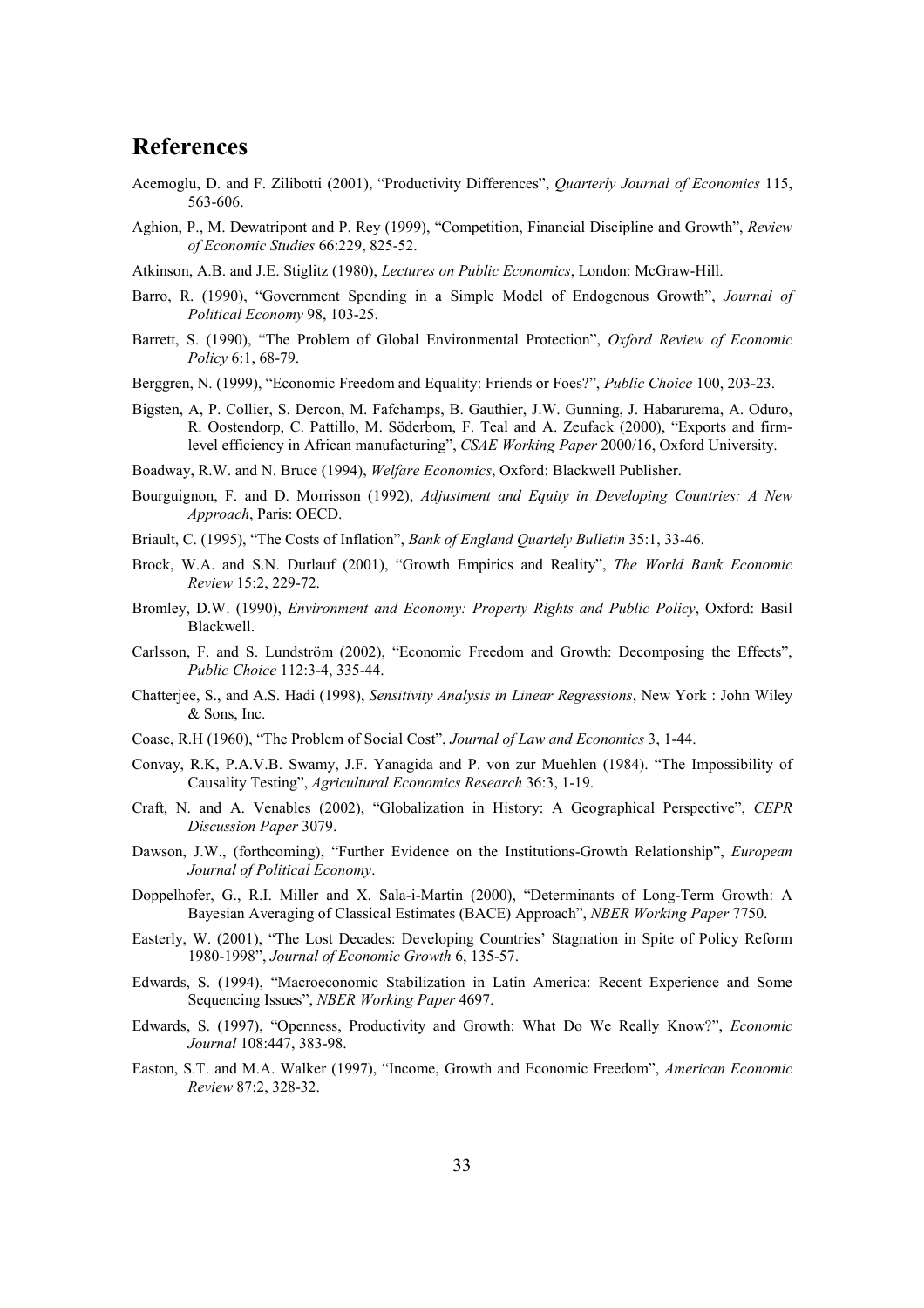# References

Acemoglu, D. and F. Zilibotti (2001), "Productivity Differences", *Quarterly Journal of Economics* 115, 563-606.

Aghion, P., M. Dewatripont and P. Rey (1999), "Competition, Financial Discipline and Growth", *Review of Economic Studies* 66:229, 825-52.

Atkinson, A.B. and J.E. Stiglitz (1980), *Lectures on Public Economics*, London: McGraw-Hill.

Barro, R. (1990), "Government Spending in a Simple Model of Endogenous Growth", *Journal of Political Economy* 98, 103-25.

Barrett, S. (1990), "The Problem of Global Environmental Protection", *Oxford Review of Economic Policy* 6:1, 68-79.

Berggren, N. (1999), "Economic Freedom and Equality: Friends or Foes?", *Public Choice* 100, 203-23.

Bigsten, A, P. Collier, S. Dercon, M. Fafchamps, B. Gauthier, J.W. Gunning, J. Habarurema, A. Oduro, R. Oostendorp, C. Pattillo, M. Söderbom, F. Teal and A. Zeufack (2000), "Exports and firm-level efficiency in African manufacturing", *CSAE Working Paper* 2000/16, Oxford University.

Boadway, R.W. and N. Bruce (1994), *Welfare Economics*, Oxford: Blackwell Publisher.

Bourguignon, F. and D. Morrisson (1992), *Adjustment and Equity in Developing Countries: A New Approach*, Paris: OECD.

Briault, C. (1995), "The Costs of Inflation", *Bank of England Quartely Bulletin* 35:1, 33-46.

Brock, W.A. and S.N. Durlauf (2001), "Growth Empirics and Reality", *The World Bank Economic Review* 15:2, 229-72.

Bromley, D.W. (1990), *Environment and Economy: Property Rights and Public Policy*, Oxford: Basil Blackwell.

Carlsson, F. and S. Lundström (2002), "Economic Freedom and Growth: Decomposing the Effects", *Public Choice* 112:3-4, 335-44.

Chatterjee, S., and A.S. Hadi (1998), *Sensitivity Analysis in Linear Regressions*, New York : John Wiley & Sons, Inc.

Coase, R.H (1960), "The Problem of Social Cost", *Journal of Law and Economics* 3, 1-44.

Convay, R.K, P.A.V.B. Swamy, J.F. Yanagida and P. von zur Muehlen (1984). "The Impossibility of Causality Testing", *Agricultural Economics Research* 36:3, 1-19.

Craft, N. and A. Venables (2002), "Globalization in History: A Geographical Perspective", *CEPR Discussion Paper* 3079.

Dawson, J.W., (forthcoming), "Further Evidence on the Institutions-Growth Relationship", *European Journal of Political Economy*.

Doppelhofer, G., R.I. Miller and X. Sala-i-Martin (2000), "Determinants of Long-Term Growth: A Bayesian Averaging of Classical Estimates (BACE) Approach", *NBER Working Paper* 7750.

Easterly, W. (2001), "The Lost Decades: Developing Countries' Stagnation in Spite of Policy Reform 1980-1998", *Journal of Economic Growth* 6, 135-57.

Edwards, S. (1994), "Macroeconomic Stabilization in Latin America: Recent Experience and Some Sequencing Issues", *NBER Working Paper* 4697.

Edwards, S. (1997), "Openness, Productivity and Growth: What Do We Really Know?", *Economic Journal* 108:447, 383-98.

Easton, S.T. and M.A. Walker (1997), "Income, Growth and Economic Freedom", *American Economic Review* 87:2, 328-32.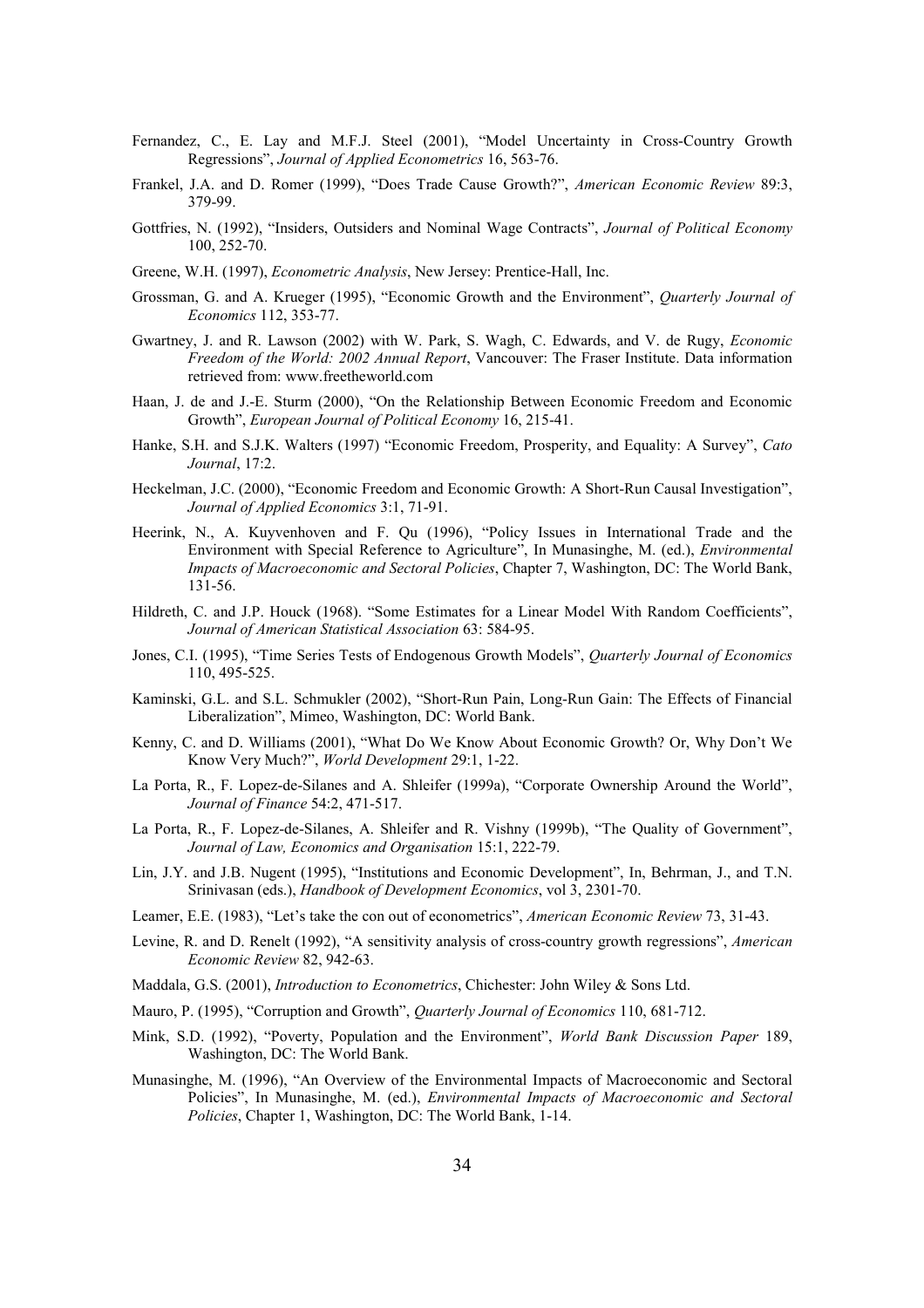Fernandez, C., E. Lay and M.F.J. Steel (2001), "Model Uncertainty in Cross-Country Growth Regressions", *Journal of Applied Econometrics* 16, 563-76.

Frankel, J.A. and D. Romer (1999), "Does Trade Cause Growth?", *American Economic Review* 89:3, 379-99.

Gottfries, N. (1992), "Insiders, Outsiders and Nominal Wage Contracts", *Journal of Political Economy* 100, 252-70.

Greene, W.H. (1997), *Econometric Analysis*, New Jersey: Prentice-Hall, Inc.

Grossman, G. and A. Krueger (1995), "Economic Growth and the Environment", *Quarterly Journal of Economics* 112, 353-77.

Gwartney, J. and R. Lawson (2002) with W. Park, S. Wagh, C. Edwards, and V. de Rugy, *Economic Freedom of the World: 2002 Annual Report*, Vancouver: The Fraser Institute. Data information retrieved from: www.freetheworld.com

Haan, J. de and J.-E. Sturm (2000), "On the Relationship Between Economic Freedom and Economic Growth", *European Journal of Political Economy* 16, 215-41.

Hanke, S.H. and S.J.K. Walters (1997) "Economic Freedom, Prosperity, and Equality: A Survey", *Cato Journal*, 17:2.

Heckelman, J.C. (2000), "Economic Freedom and Economic Growth: A Short-Run Causal Investigation", *Journal of Applied Economics* 3:1, 71-91.

Heerink, N., A. Kuyvenhoven and F. Qu (1996), "Policy Issues in International Trade and the Environment with Special Reference to Agriculture", In Munasinghe, M. (ed.), *Environmental Impacts of Macroeconomic and Sectoral Policies*, Chapter 7, Washington, DC: The World Bank, 131-56.

Hildreth, C. and J.P. Houck (1968). "Some Estimates for a Linear Model With Random Coefficients", *Journal of American Statistical Association* 63: 584-95.

Jones, C.I. (1995), "Time Series Tests of Endogenous Growth Models", *Quarterly Journal of Economics* 110, 495-525.

Kaminski, G.L. and S.L. Schmukler (2002), "Short-Run Pain, Long-Run Gain: The Effects of Financial Liberalization", Mimeo, Washington, DC: World Bank.

Kenny, C. and D. Williams (2001), "What Do We Know About Economic Growth? Or, Why Don't We Know Very Much?", *World Development* 29:1, 1-22.

La Porta, R., F. Lopez-de-Silanes and A. Shleifer (1999a), "Corporate Ownership Around the World", *Journal of Finance* 54:2, 471-517.

La Porta, R., F. Lopez-de-Silanes, A. Shleifer and R. Vishny (1999b), "The Quality of Government", *Journal of Law, Economics and Organisation* 15:1, 222-79.

Lin, J.Y. and J.B. Nugent (1995), "Institutions and Economic Development", In, Behrman, J., and T.N. Srinivasan (eds.), *Handbook of Development Economics*, vol 3, 2301-70.

Leamer, E.E. (1983), "Let's take the con out of econometrics", *American Economic Review* 73, 31-43.

Levine, R. and D. Renelt (1992), "A sensitivity analysis of cross-country growth regressions", *American Economic Review* 82, 942-63.

Maddala, G.S. (2001), *Introduction to Econometrics*, Chichester: John Wiley & Sons Ltd.

Mauro, P. (1995), "Corruption and Growth", *Quarterly Journal of Economics* 110, 681-712.

Mink, S.D. (1992), "Poverty, Population and the Environment", *World Bank Discussion Paper* 189, Washington, DC: The World Bank.

Munasinghe, M. (1996), "An Overview of the Environmental Impacts of Macroeconomic and Sectoral Policies", In Munasinghe, M. (ed.), *Environmental Impacts of Macroeconomic and Sectoral Policies*, Chapter 1, Washington, DC: The World Bank, 1-14.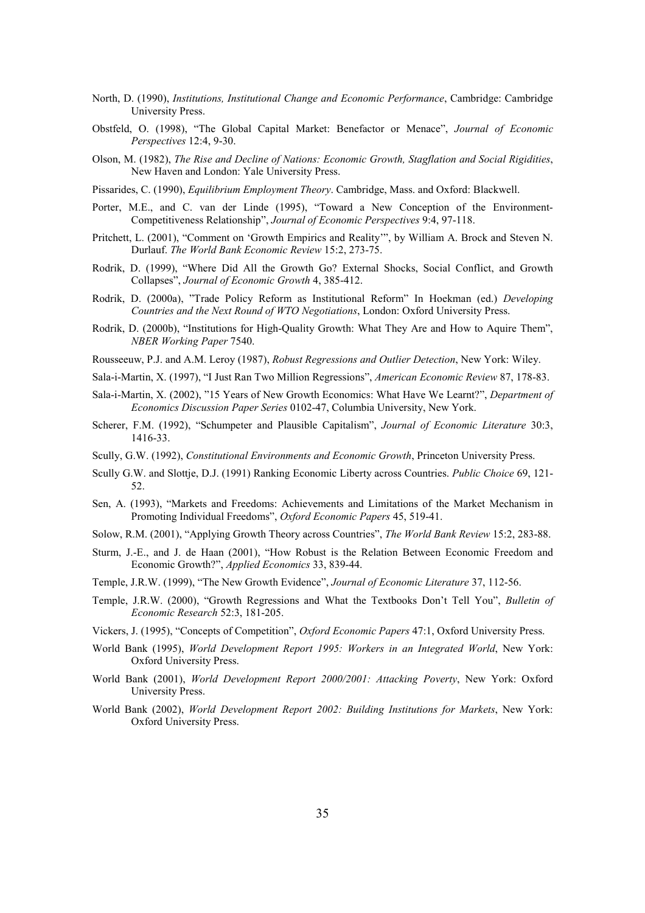North, D. (1990), *Institutions, Institutional Change and Economic Performance*, Cambridge: Cambridge University Press.

Obstfeld, O. (1998), "The Global Capital Market: Benefactor or Menace", *Journal of Economic Perspectives* 12:4, 9-30.

Olson, M. (1982), *The Rise and Decline of Nations: Economic Growth, Stagflation and Social Rigidities*, New Haven and London: Yale University Press.

Pissarides, C. (1990), *Equilibrium Employment Theory*. Cambridge, Mass. and Oxford: Blackwell.

Porter, M.E., and C. van der Linde (1995), "Toward a New Conception of the Environment-Competitiveness Relationship", *Journal of Economic Perspectives* 9:4, 97-118.

Pritchett, L. (2001), "Comment on 'Growth Empirics and Reality'", by William A. Brock and Steven N. Durlauf. *The World Bank Economic Review* 15:2, 273-75.

Rodrik, D. (1999), "Where Did All the Growth Go? External Shocks, Social Conflict, and Growth Collapses", *Journal of Economic Growth* 4, 385-412.

Rodrik, D. (2000a), "Trade Policy Reform as Institutional Reform" In Hoekman (ed.) *Developing Countries and the Next Round of WTO Negotiations*, London: Oxford University Press.

Rodrik, D. (2000b), "Institutions for High-Quality Growth: What They Are and How to Aquire Them", *NBER Working Paper* 7540.

Rousseeuw, P.J. and A.M. Leroy (1987), *Robust Regressions and Outlier Detection*, New York: Wiley.

Sala-i-Martin, X. (1997), "I Just Ran Two Million Regressions", *American Economic Review* 87, 178-83.

Sala-i-Martin, X. (2002), "15 Years of New Growth Economics: What Have We Learnt?", *Department of Economics Discussion Paper Series* 0102-47, Columbia University, New York.

Scherer, F.M. (1992), "Schumpeter and Plausible Capitalism", *Journal of Economic Literature* 30:3, 1416-33.

Scully, G.W. (1992), *Constitutional Environments and Economic Growth*, Princeton University Press.

Scully G.W. and Slottje, D.J. (1991) Ranking Economic Liberty across Countries. *Public Choice* 69, 121-52.

Sen, A. (1993), "Markets and Freedoms: Achievements and Limitations of the Market Mechanism in Promoting Individual Freedoms", *Oxford Economic Papers* 45, 519-41.

Solow, R.M. (2001), "Applying Growth Theory across Countries", *The World Bank Review* 15:2, 283-88.

Sturm, J.-E., and J. de Haan (2001), "How Robust is the Relation Between Economic Freedom and Economic Growth?", *Applied Economics* 33, 839-44.

Temple, J.R.W. (1999), "The New Growth Evidence", *Journal of Economic Literature* 37, 112-56.

Temple, J.R.W. (2000), "Growth Regressions and What the Textbooks Don't Tell You", *Bulletin of Economic Research* 52:3, 181-205.

Vickers, J. (1995), "Concepts of Competition", *Oxford Economic Papers* 47:1, Oxford University Press.

World Bank (1995), *World Development Report 1995: Workers in an Integrated World*, New York: Oxford University Press.

World Bank (2001), *World Development Report 2000/2001: Attacking Poverty*, New York: Oxford University Press.

World Bank (2002), *World Development Report 2002: Building Institutions for Markets*, New York: Oxford University Press.